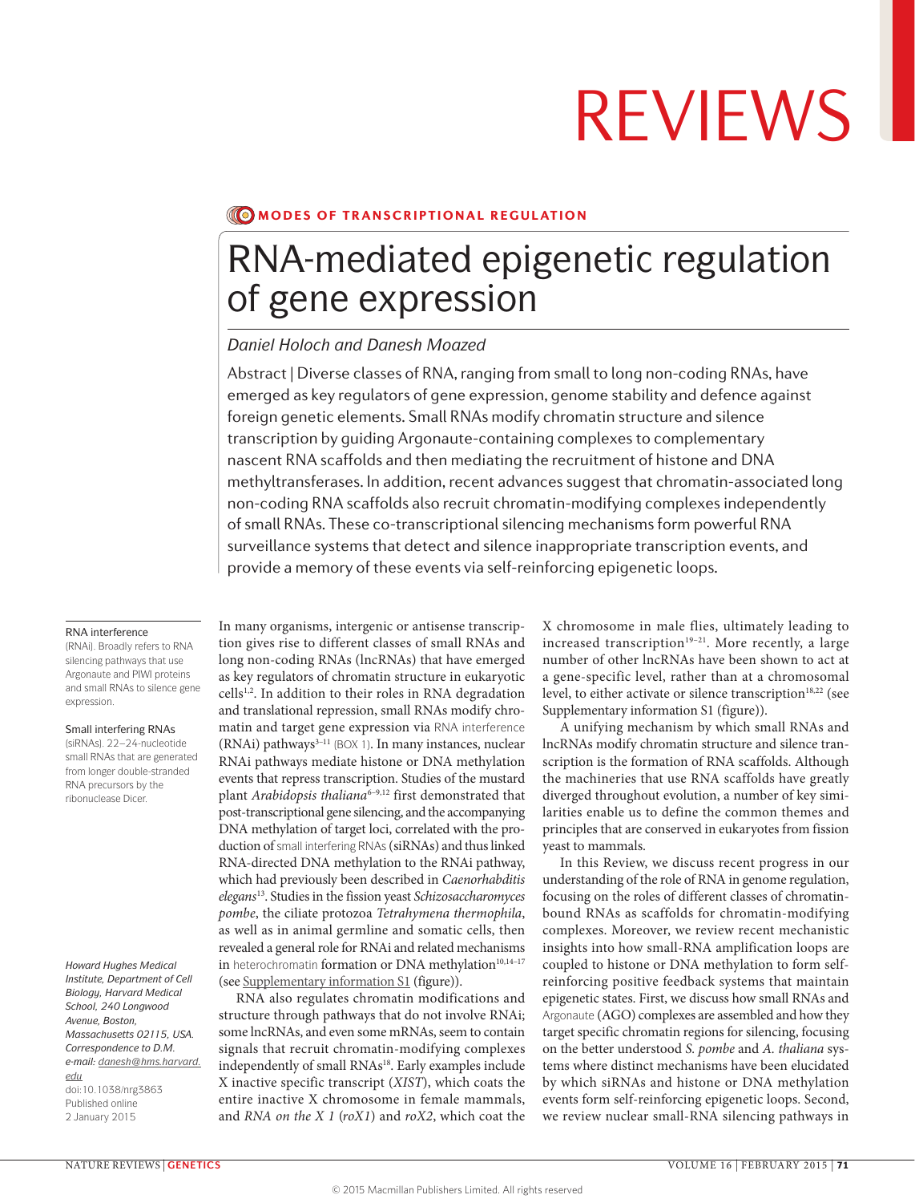MODES OF TRANSCRIPTIONAL REGULATION

# RNA-mediated epigenetic regulation of gene expression

*Daniel Holoch and Danesh Moazed*

Abstract | Diverse classes of RNA, ranging from small to long non-coding RNAs, have emerged as key regulators of gene expression, genome stability and defence against foreign genetic elements. Small RNAs modify chromatin structure and silence transcription by guiding Argonaute-containing complexes to complementary nascent RNA scaffolds and then mediating the recruitment of histone and DNA methyltransferases. In addition, recent advances suggest that chromatin-associated long non-coding RNA scaffolds also recruit chromatin-modifying complexes independently of small RNAs. These co-transcriptional silencing mechanisms form powerful RNA surveillance systems that detect and silence inappropriate transcription events, and provide a memory of these events via self-reinforcing epigenetic loops.

In many organisms, intergenic or antisense transcription gives rise to different classes of small RNAs and long non-coding RNAs (lncRNAs) that have emerged as key regulators of gene expression in eukaryotic cells[1,2]. In addition to their roles in RNA degradation and translational repression, small RNAs modify chromatin and target gene expression via RNA interference (RNAi) pathways[3–11] (BOX 1). In many instances, nuclear RNAi pathways mediate histone or DNA methylation events that repress transcription. Studies of the mustard plant *Arabidopsis thaliana*[6–9,12] first demonstrated that post-transcriptional gene silencing, and the accompanying DNA methylation of target loci, correlated with the production of small interfering RNAs (siRNAs) and thus linked RNA-directed DNA methylation to the RNAi pathway, which had previously been described in *Caenorhabditis elegans*[13]. Studies in the fission yeast *Schizosaccharomyces pombe*, the ciliate protozoa *Tetrahymena thermophila*, as well as in animal germline and somatic cells, then revealed a general role for RNAi and related mechanisms in heterochromatin formation or DNA methylation[10,14–17] (see Supplementary information S1 (figure)).

RNA also regulates chromatin modifications and structure through pathways that do not involve RNAi; some lncRNAs, and even some mRNAs, seem to contain signals that recruit chromatin-modifying complexes independently of small RNAs[18]. Early examples include X inactive specific transcript (*XIST*), which coats the entire inactive X chromosome in female mammals, and *RNA on the X 1* (*roX1*) and *roX2*, which coat the X chromosome in male flies, ultimately leading to increased transcription[19–21]. More recently, a large number of other lncRNAs have been shown to act at a gene-specific level, rather than at a chromosomal level, to either activate or silence transcription[18,22] (see Supplementary information S1 (figure)).

A unifying mechanism by which small RNAs and lncRNAs modify chromatin structure and silence transcription is the formation of RNA scaffolds. Although the machineries that use RNA scaffolds have greatly diverged throughout evolution, a number of key similarities enable us to define the common themes and principles that are conserved in eukaryotes from fission yeast to mammals.

In this Review, we discuss recent progress in our understanding of the role of RNA in genome regulation, focusing on the roles of different classes of chromatin-bound RNAs as scaffolds for chromatin-modifying complexes. Moreover, we review recent mechanistic insights into how small-RNA amplification loops are coupled to histone or DNA methylation to form self-reinforcing positive feedback systems that maintain epigenetic states. First, we discuss how small RNAs and Argonaute (AGO) complexes are assembled and how they target specific chromatin regions for silencing, focusing on the better understood *S. pombe* and *A. thaliana* systems where distinct mechanisms have been elucidated by which siRNAs and histone or DNA methylation events form self-reinforcing epigenetic loops. Second, we review nuclear small-RNA silencing pathways in

---

**RNA interference**
(RNAi). Broadly refers to RNA silencing pathways that use Argonaute and PIWI proteins and small RNAs to silence gene expression.

**Small interfering RNAs**
(siRNAs). 22–24-nucleotide small RNAs that are generated from longer double-stranded RNA precursors by the ribonuclease Dicer.

*Howard Hughes Medical Institute, Department of Cell Biology, Harvard Medical School, 240 Longwood Avenue, Boston, Massachusetts 02115, USA.*
*Correspondence to D.M.*
*e-mail: danesh@hms.harvard.edu*
doi:10.1038/nrg3863
Published online 2 January 2015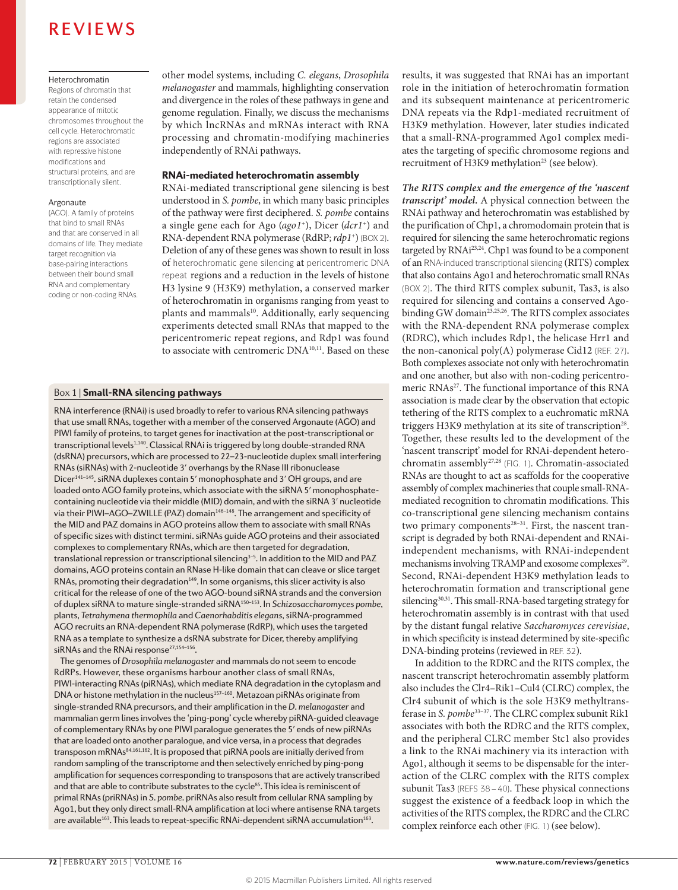**Heterochromatin**
Regions of chromatin that retain the condensed appearance of mitotic chromosomes throughout the cell cycle. Heterochromatic regions are associated with repressive histone modifications and structural proteins, and are transcriptionally silent.

**Argonaute**
(AGO). A family of proteins that bind to small RNAs and that are conserved in all domains of life. They mediate target recognition via base-pairing interactions between their bound small RNA and complementary coding or non-coding RNAs.

other model systems, including *C. elegans*, *Drosophila melanogaster* and mammals, highlighting conservation and divergence in the roles of these pathways in gene and genome regulation. Finally, we discuss the mechanisms by which lncRNAs and mRNAs interact with RNA processing and chromatin-modifying machineries independently of RNAi pathways.

## RNAi-mediated heterochromatin assembly

RNAi-mediated transcriptional gene silencing is best understood in *S. pombe*, in which many basic principles of the pathway were first deciphered. *S. pombe* contains a single gene each for Ago (*ago1*$^{+}$), Dicer (*dcr1*$^{+}$) and RNA-dependent RNA polymerase (RdRP; *rdp1*$^{+}$) (BOX 2). Deletion of any of these genes was shown to result in loss of heterochromatic gene silencing at pericentromeric DNA repeat regions and a reduction in the levels of histone H3 lysine 9 (H3K9) methylation, a conserved marker of heterochromatin in organisms ranging from yeast to plants and mammals[10]. Additionally, early sequencing experiments detected small RNAs that mapped to the pericentromeric repeat regions, and Rdp1 was found to associate with centromeric DNA[10,11]. Based on these results, it was suggested that RNAi has an important role in the initiation of heterochromatin formation and its subsequent maintenance at pericentromeric DNA repeats via the Rdp1-mediated recruitment of H3K9 methylation. However, later studies indicated that a small-RNA-programmed Ago1 complex mediates the targeting of specific chromosome regions and recruitment of H3K9 methylation[23] (see below).

***The RITS complex and the emergence of the 'nascent transcript' model.*** A physical connection between the RNAi pathway and heterochromatin was established by the purification of Chp1, a chromodomain protein that is required for silencing the same heterochromatic regions targeted by RNAi[23,24]. Chp1 was found to be a component of an RNA-induced transcriptional silencing (RITS) complex that also contains Ago1 and heterochromatic small RNAs (BOX 2). The third RITS complex subunit, Tas3, is also required for silencing and contains a conserved Ago-binding GW domain[23,25,26]. The RITS complex associates with the RNA-dependent RNA polymerase complex (RDRC), which includes Rdp1, the helicase Hrr1 and the non-canonical poly(A) polymerase Cid12 (REF. 27). Both complexes associate not only with heterochromatin and one another, but also with non-coding pericentromeric RNAs[27]. The functional importance of this RNA association is made clear by the observation that ectopic tethering of the RITS complex to a euchromatic mRNA triggers H3K9 methylation at its site of transcription[28]. Together, these results led to the development of the 'nascent transcript' model for RNAi-dependent heterochromatin assembly[27,28] (FIG. 1). Chromatin-associated RNAs are thought to act as scaffolds for the cooperative assembly of complex machineries that couple small-RNA-mediated recognition to chromatin modifications. This co-transcriptional gene silencing mechanism contains two primary components[28–31]. First, the nascent transcript is degraded by both RNAi-dependent and RNAi-independent mechanisms, with RNAi-independent mechanisms involving TRAMP and exosome complexes[29]. Second, RNAi-dependent H3K9 methylation leads to heterochromatin formation and transcriptional gene silencing[30,31]. This small-RNA-based targeting strategy for heterochromatin assembly is in contrast with that used by the distant fungal relative *Saccharomyces cerevisiae*, in which specificity is instead determined by site-specific DNA-binding proteins (reviewed in REF. 32).

In addition to the RDRC and the RITS complex, the nascent transcript heterochromatin assembly platform also includes the Clr4–Rik1–Cul4 (CLRC) complex, the Clr4 subunit of which is the sole H3K9 methyltransferase in *S. pombe*[33–37]. The CLRC complex subunit Rik1 associates with both the RDRC and the RITS complex, and the peripheral CLRC member Stc1 also provides a link to the RNAi machinery via its interaction with Ago1, although it seems to be dispensable for the interaction of the CLRC complex with the RITS complex subunit Tas3 (REFS 38–40). These physical connections suggest the existence of a feedback loop in which the activities of the RITS complex, the RDRC and the CLRC complex reinforce each other (FIG. 1) (see below).

**Box 1 | Small-RNA silencing pathways**

RNA interference (RNAi) is used broadly to refer to various RNA silencing pathways that use small RNAs, together with a member of the conserved Argonaute (AGO) and PIWI family of proteins, to target genes for inactivation at the post-transcriptional or transcriptional levels[1,140]. Classical RNAi is triggered by long double-stranded RNA (dsRNA) precursors, which are processed to 22–23-nucleotide duplex small interfering RNAs (siRNAs) with 2-nucleotide 3′ overhangs by the RNase III ribonuclease Dicer[141–145]. siRNA duplexes contain 5′ monophosphate and 3′ OH groups, and are loaded onto AGO family proteins, which associate with the siRNA 5′ monophosphate-containing nucleotide via their middle (MID) domain, and with the siRNA 3′ nucleotide via their PIWI–AGO–ZWILLE (PAZ) domain[146–148]. The arrangement and specificity of the MID and PAZ domains in AGO proteins allow them to associate with small RNAs of specific sizes with distinct termini. siRNAs guide AGO proteins and their associated complexes to complementary RNAs, which are then targeted for degradation, translational repression or transcriptional silencing[3–5]. In addition to the MID and PAZ domains, AGO proteins contain an RNase H-like domain that can cleave or slice target RNAs, promoting their degradation[149]. In some organisms, this slicer activity is also critical for the release of one of the two AGO-bound siRNA strands and the conversion of duplex siRNA to mature single-stranded siRNA[150–153]. In *Schizosaccharomyces pombe*, plants, *Tetrahymena thermophila* and *Caenorhabditis elegans*, siRNA-programmed AGO recruits an RNA-dependent RNA polymerase (RdRP), which uses the targeted RNA as a template to synthesize a dsRNA substrate for Dicer, thereby amplifying siRNAs and the RNAi response[27,154–156].

The genomes of *Drosophila melanogaster* and mammals do not seem to encode RdRPs. However, these organisms harbour another class of small RNAs, PIWI-interacting RNAs (piRNAs), which mediate RNA degradation in the cytoplasm and DNA or histone methylation in the nucleus[157–160]. Metazoan piRNAs originate from single-stranded RNA precursors, and their amplification in the *D. melanogaster* and mammalian germ lines involves the 'ping-pong' cycle whereby piRNA-guided cleavage of complementary RNAs by one PIWI paralogue generates the 5′ ends of new piRNAs that are loaded onto another paralogue, and vice versa, in a process that degrades transposon mRNAs[84,161,162]. It is proposed that piRNA pools are initially derived from random sampling of the transcriptome and then selectively enriched by ping-pong amplification for sequences corresponding to transposons that are actively transcribed and that are able to contribute substrates to the cycle[85]. This idea is reminiscent of primal RNAs (priRNAs) in *S. pombe*. priRNAs also result from cellular RNA sampling by Ago1, but they only direct small-RNA amplification at loci where antisense RNA targets are available[163]. This leads to repeat-specific RNAi-dependent siRNA accumulation[163].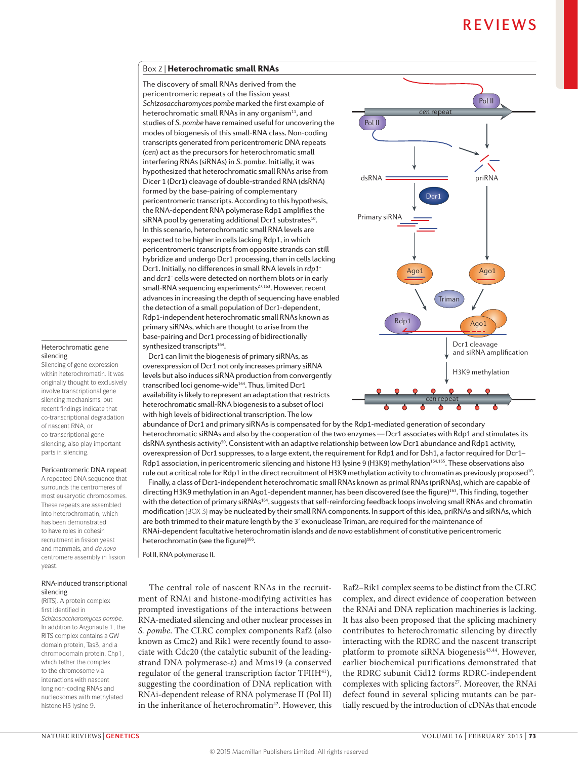## Box 2 | Heterochromatic small RNAs

The discovery of small RNAs derived from the pericentromeric repeats of the fission yeast *Schizosaccharomyces pombe* marked the first example of heterochromatic small RNAs in any organism[11], and studies of *S. pombe* have remained useful for uncovering the modes of biogenesis of this small-RNA class. Non-coding transcripts generated from pericentromeric DNA repeats (*cen*) act as the precursors for heterochromatic small interfering RNAs (siRNAs) in *S. pombe*. Initially, it was hypothesized that heterochromatic small RNAs arise from Dicer 1 (Dcr1) cleavage of double-stranded RNA (dsRNA) formed by the base-pairing of complementary pericentromeric transcripts. According to this hypothesis, the RNA-dependent RNA polymerase Rdp1 amplifies the siRNA pool by generating additional Dcr1 substrates[10]. In this scenario, heterochromatic small RNA levels are expected to be higher in cells lacking Rdp1, in which pericentromeric transcripts from opposite strands can still hybridize and undergo Dcr1 processing, than in cells lacking Dcr1. Initially, no differences in small RNA levels in *rdp1*⁻ and *dcr1*⁻ cells were detected on northern blots or in early small-RNA sequencing experiments[27,163]. However, recent advances in increasing the depth of sequencing have enabled the detection of a small population of Dcr1-dependent, Rdp1-independent heterochromatic small RNAs known as primary siRNAs, which are thought to arise from the base-pairing and Dcr1 processing of bidirectionally synthesized transcripts[164].

Dcr1 can limit the biogenesis of primary siRNAs, as overexpression of Dcr1 not only increases primary siRNA levels but also induces siRNA production from convergently transcribed loci genome-wide[164]. Thus, limited Dcr1 availability is likely to represent an adaptation that restricts heterochromatic small-RNA biogenesis to a subset of loci with high levels of bidirectional transcription. The low abundance of Dcr1 and primary siRNAs is compensated for by the Rdp1-mediated generation of secondary heterochromatic siRNAs and also by the cooperation of the two enzymes — Dcr1 associates with Rdp1 and stimulates its dsRNA synthesis activity[50]. Consistent with an adaptive relationship between low Dcr1 abundance and Rdp1 activity, overexpression of Dcr1 suppresses, to a large extent, the requirement for Rdp1 and for Dsh1, a factor required for Dcr1–Rdp1 association, in pericentromeric silencing and histone H3 lysine 9 (H3K9) methylation[164,165]. These observations also rule out a critical role for Rdp1 in the direct recruitment of H3K9 methylation activity to chromatin as previously proposed[10].

Finally, a class of Dcr1-independent heterochromatic small RNAs known as primal RNAs (priRNAs), which are capable of directing H3K9 methylation in an Ago1-dependent manner, has been discovered (see the figure)[163]. This finding, together with the detection of primary siRNAs[164], suggests that self-reinforcing feedback loops involving small RNAs and chromatin modification (BOX 3) may be nucleated by their small RNA components. In support of this idea, priRNAs and siRNAs, which are both trimmed to their mature length by the 3′ exonuclease Triman, are required for the maintenance of RNAi-dependent facultative heterochromatin islands and *de novo* establishment of constitutive pericentromeric heterochromatin (see the figure)[166].

Pol II, RNA polymerase II.

---

**Heterochromatic gene silencing**
Silencing of gene expression within heterochromatin. It was originally thought to exclusively involve transcriptional gene silencing mechanisms, but recent findings indicate that co-transcriptional degradation of nascent RNA, or co-transcriptional gene silencing, also play important parts in silencing.

**Pericentromeric DNA repeat**
A repeated DNA sequence that surrounds the centromeres of most eukaryotic chromosomes. These repeats are assembled into heterochromatin, which has been demonstrated to have roles in cohesin recruitment in fission yeast and mammals, and *de novo* centromere assembly in fission yeast.

**RNA-induced transcriptional silencing**
(RITS). A protein complex first identified in *Schizosaccharomyces pombe*. In addition to Argonaute 1, the RITS complex contains a GW domain protein, Tas3, and a chromodomain protein, Chp1, which tether the complex to the chromosome via interactions with nascent long non-coding RNAs and nucleosomes with methylated histone H3 lysine 9.

---

The central role of nascent RNAs in the recruitment of RNAi and histone-modifying activities has prompted investigations of the interactions between RNA-mediated silencing and other nuclear processes in *S. pombe*. The CLRC complex components Raf2 (also known as Cmc2) and Rik1 were recently found to associate with Cdc20 (the catalytic subunit of the leading-strand DNA polymerase-ε) and Mms19 (a conserved regulator of the general transcription factor TFIIH[41]), suggesting the coordination of DNA replication with RNAi-dependent release of RNA polymerase II (Pol II) in the inheritance of heterochromatin[42]. However, this Raf2–Rik1 complex seems to be distinct from the CLRC complex, and direct evidence of cooperation between the RNAi and DNA replication machineries is lacking. It has also been proposed that the splicing machinery contributes to heterochromatic silencing by directly interacting with the RDRC and the nascent transcript platform to promote siRNA biogenesis[43,44]. However, earlier biochemical purifications demonstrated that the RDRC subunit Cid12 forms RDRC-independent complexes with splicing factors[27]. Moreover, the RNAi defect found in several splicing mutants can be partially rescued by the introduction of cDNAs that encode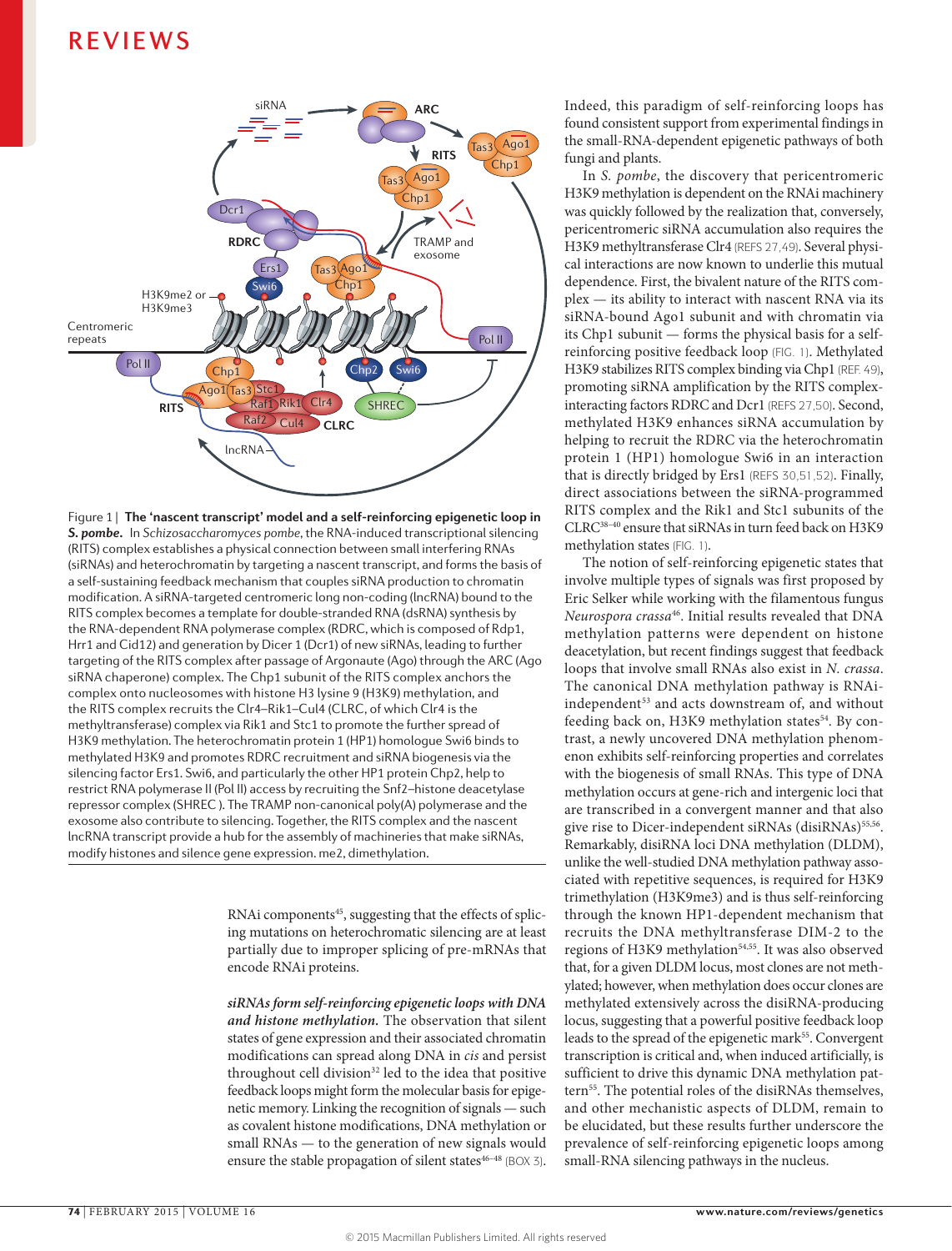Figure 1 | **The 'nascent transcript' model and a self-reinforcing epigenetic loop in *S. pombe*.** In *Schizosaccharomyces pombe*, the RNA-induced transcriptional silencing (RITS) complex establishes a physical connection between small interfering RNAs (siRNAs) and heterochromatin by targeting a nascent transcript, and forms the basis of a self-sustaining feedback mechanism that couples siRNA production to chromatin modification. A siRNA-targeted centromeric long non-coding (lncRNA) bound to the RITS complex becomes a template for double-stranded RNA (dsRNA) synthesis by the RNA-dependent RNA polymerase complex (RDRC, which is composed of Rdp1, Hrr1 and Cid12) and generation by Dicer 1 (Dcr1) of new siRNAs, leading to further targeting of the RITS complex after passage of Argonaute (Ago) through the ARC (Ago siRNA chaperone) complex. The Chp1 subunit of the RITS complex anchors the complex onto nucleosomes with histone H3 lysine 9 (H3K9) methylation, and the RITS complex recruits the Clr4–Rik1–Cul4 (CLRC, of which Clr4 is the methyltransferase) complex via Rik1 and Stc1 to promote the further spread of H3K9 methylation. The heterochromatin protein 1 (HP1) homologue Swi6 binds to methylated H3K9 and promotes RDRC recruitment and siRNA biogenesis via the silencing factor Ers1. Swi6, and particularly the other HP1 protein Chp2, help to restrict RNA polymerase II (Pol II) access by recruiting the Snf2–histone deacetylase repressor complex (SHREC ). The TRAMP non-canonical poly(A) polymerase and the exosome also contribute to silencing. Together, the RITS complex and the nascent lncRNA transcript provide a hub for the assembly of machineries that make siRNAs, modify histones and silence gene expression. me2, dimethylation.

RNAi components[45], suggesting that the effects of splicing mutations on heterochromatic silencing are at least partially due to improper splicing of pre-mRNAs that encode RNAi proteins.

***siRNAs form self-reinforcing epigenetic loops with DNA and histone methylation.*** The observation that silent states of gene expression and their associated chromatin modifications can spread along DNA in *cis* and persist throughout cell division[32] led to the idea that positive feedback loops might form the molecular basis for epigenetic memory. Linking the recognition of signals — such as covalent histone modifications, DNA methylation or small RNAs — to the generation of new signals would ensure the stable propagation of silent states[46–48] (BOX 3). Indeed, this paradigm of self-reinforcing loops has found consistent support from experimental findings in the small-RNA-dependent epigenetic pathways of both fungi and plants.

In *S. pombe*, the discovery that pericentromeric H3K9 methylation is dependent on the RNAi machinery was quickly followed by the realization that, conversely, pericentromeric siRNA accumulation also requires the H3K9 methyltransferase Clr4 (REFS 27,49). Several physical interactions are now known to underlie this mutual dependence. First, the bivalent nature of the RITS complex — its ability to interact with nascent RNA via its siRNA-bound Ago1 subunit and with chromatin via its Chp1 subunit — forms the physical basis for a self-reinforcing positive feedback loop (FIG. 1). Methylated H3K9 stabilizes RITS complex binding via Chp1 (REF. 49), promoting siRNA amplification by the RITS complex-interacting factors RDRC and Dcr1 (REFS 27,50). Second, methylated H3K9 enhances siRNA accumulation by helping to recruit the RDRC via the heterochromatin protein 1 (HP1) homologue Swi6 in an interaction that is directly bridged by Ers1 (REFS 30,51,52). Finally, direct associations between the siRNA-programmed RITS complex and the Rik1 and Stc1 subunits of the CLRC[38–40] ensure that siRNAs in turn feed back on H3K9 methylation states (FIG. 1).

The notion of self-reinforcing epigenetic states that involve multiple types of signals was first proposed by Eric Selker while working with the filamentous fungus *Neurospora crassa*[46]. Initial results revealed that DNA methylation patterns were dependent on histone deacetylation, but recent findings suggest that feedback loops that involve small RNAs also exist in *N. crassa*. The canonical DNA methylation pathway is RNAi-independent[53] and acts downstream of, and without feeding back on, H3K9 methylation states[54]. By contrast, a newly uncovered DNA methylation phenomenon exhibits self-reinforcing properties and correlates with the biogenesis of small RNAs. This type of DNA methylation occurs at gene-rich and intergenic loci that are transcribed in a convergent manner and that also give rise to Dicer-independent siRNAs (disiRNAs)[55,56]. Remarkably, disiRNA loci DNA methylation (DLDM), unlike the well-studied DNA methylation pathway associated with repetitive sequences, is required for H3K9 trimethylation (H3K9me3) and is thus self-reinforcing through the known HP1-dependent mechanism that recruits the DNA methyltransferase DIM-2 to the regions of H3K9 methylation[54,55]. It was also observed that, for a given DLDM locus, most clones are not methylated; however, when methylation does occur clones are methylated extensively across the disiRNA-producing locus, suggesting that a powerful positive feedback loop leads to the spread of the epigenetic mark[55]. Convergent transcription is critical and, when induced artificially, is sufficient to drive this dynamic DNA methylation pattern[55]. The potential roles of the disiRNAs themselves, and other mechanistic aspects of DLDM, remain to be elucidated, but these results further underscore the prevalence of self-reinforcing epigenetic loops among small-RNA silencing pathways in the nucleus.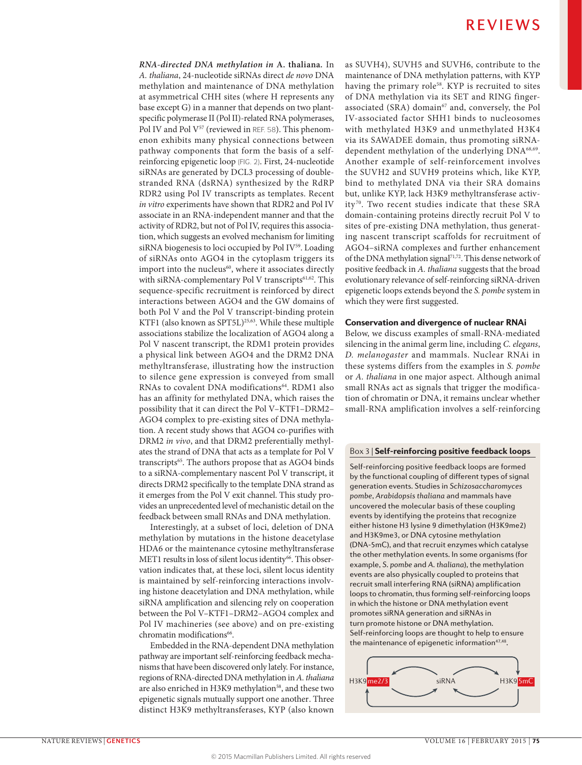***RNA-directed DNA methylation in* A. thaliana.** In *A. thaliana*, 24-nucleotide siRNAs direct *de novo* DNA methylation and maintenance of DNA methylation at asymmetrical CHH sites (where H represents any base except G) in a manner that depends on two plant-specific polymerase II (Pol II)-related RNA polymerases, Pol IV and Pol V[57] (reviewed in REF. 58). This phenomenon exhibits many physical connections between pathway components that form the basis of a self-reinforcing epigenetic loop (FIG. 2). First, 24-nucleotide siRNAs are generated by DCL3 processing of double-stranded RNA (dsRNA) synthesized by the RdRP RDR2 using Pol IV transcripts as templates. Recent *in vitro* experiments have shown that RDR2 and Pol IV associate in an RNA-independent manner and that the activity of RDR2, but not of Pol IV, requires this association, which suggests an evolved mechanism for limiting siRNA biogenesis to loci occupied by Pol IV[59]. Loading of siRNAs onto AGO4 in the cytoplasm triggers its import into the nucleus[60], where it associates directly with siRNA-complementary Pol V transcripts[61,62]. This sequence-specific recruitment is reinforced by direct interactions between AGO4 and the GW domains of both Pol V and the Pol V transcript-binding protein KTF1 (also known as SPT5L)[25,63]. While these multiple associations stabilize the localization of AGO4 along a Pol V nascent transcript, the RDM1 protein provides a physical link between AGO4 and the DRM2 DNA methyltransferase, illustrating how the instruction to silence gene expression is conveyed from small RNAs to covalent DNA modifications[64]. RDM1 also has an affinity for methylated DNA, which raises the possibility that it can direct the Pol V–KTF1–DRM2–AGO4 complex to pre-existing sites of DNA methylation. A recent study shows that AGO4 co-purifies with DRM2 *in vivo*, and that DRM2 preferentially methylates the strand of DNA that acts as a template for Pol V transcripts[65]. The authors propose that as AGO4 binds to a siRNA-complementary nascent Pol V transcript, it directs DRM2 specifically to the template DNA strand as it emerges from the Pol V exit channel. This study provides an unprecedented level of mechanistic detail on the feedback between small RNAs and DNA methylation.

Interestingly, at a subset of loci, deletion of DNA methylation by mutations in the histone deacetylase HDA6 or the maintenance cytosine methyltransferase MET1 results in loss of silent locus identity[66]. This observation indicates that, at these loci, silent locus identity is maintained by self-reinforcing interactions involving histone deacetylation and DNA methylation, while siRNA amplification and silencing rely on cooperation between the Pol V–KTF1–DRM2–AGO4 complex and Pol IV machineries (see above) and on pre-existing chromatin modifications[66].

Embedded in the RNA-dependent DNA methylation pathway are important self-reinforcing feedback mechanisms that have been discovered only lately. For instance, regions of RNA-directed DNA methylation in *A. thaliana* are also enriched in H3K9 methylation[58], and these two epigenetic signals mutually support one another. Three distinct H3K9 methyltransferases, KYP (also known as SUVH4), SUVH5 and SUVH6, contribute to the maintenance of DNA methylation patterns, with KYP having the primary role[58]. KYP is recruited to sites of DNA methylation via its SET and RING finger-associated (SRA) domain[67] and, conversely, the Pol IV-associated factor SHH1 binds to nucleosomes with methylated H3K9 and unmethylated H3K4 via its SAWADEE domain, thus promoting siRNA-dependent methylation of the underlying DNA[68,69]. Another example of self-reinforcement involves the SUVH2 and SUVH9 proteins which, like KYP, bind to methylated DNA via their SRA domains but, unlike KYP, lack H3K9 methyltransferase activity[70]. Two recent studies indicate that these SRA domain-containing proteins directly recruit Pol V to sites of pre-existing DNA methylation, thus generating nascent transcript scaffolds for recruitment of AGO4–siRNA complexes and further enhancement of the DNA methylation signal[71,72]. This dense network of positive feedback in *A. thaliana* suggests that the broad evolutionary relevance of self-reinforcing siRNA-driven epigenetic loops extends beyond the *S. pombe* system in which they were first suggested.

## Conservation and divergence of nuclear RNAi

Below, we discuss examples of small-RNA-mediated silencing in the animal germ line, including *C. elegans*, *D. melanogaster* and mammals. Nuclear RNAi in these systems differs from the examples in *S. pombe* or *A. thaliana* in one major aspect. Although animal small RNAs act as signals that trigger the modification of chromatin or DNA, it remains unclear whether small-RNA amplification involves a self-reinforcing

> **Box 3 | Self-reinforcing positive feedback loops**
>
> Self-reinforcing positive feedback loops are formed by the functional coupling of different types of signal generation events. Studies in *Schizosaccharomyces pombe*, *Arabidopsis thaliana* and mammals have uncovered the molecular basis of these coupling events by identifying the proteins that recognize either histone H3 lysine 9 dimethylation (H3K9me2) and H3K9me3, or DNA cytosine methylation (DNA-5mC), and that recruit enzymes which catalyse the other methylation events. In some organisms (for example, *S. pombe* and *A. thaliana*), the methylation events are also physically coupled to proteins that recruit small interfering RNA (siRNA) amplification loops to chromatin, thus forming self-reinforcing loops in which the histone or DNA methylation event promotes siRNA generation and siRNAs in turn promote histone or DNA methylation. Self-reinforcing loops are thought to help to ensure the maintenance of epigenetic information[47,48].
>
> H3K9me2/3 ⇄ siRNA ⇄ H3K9 5mC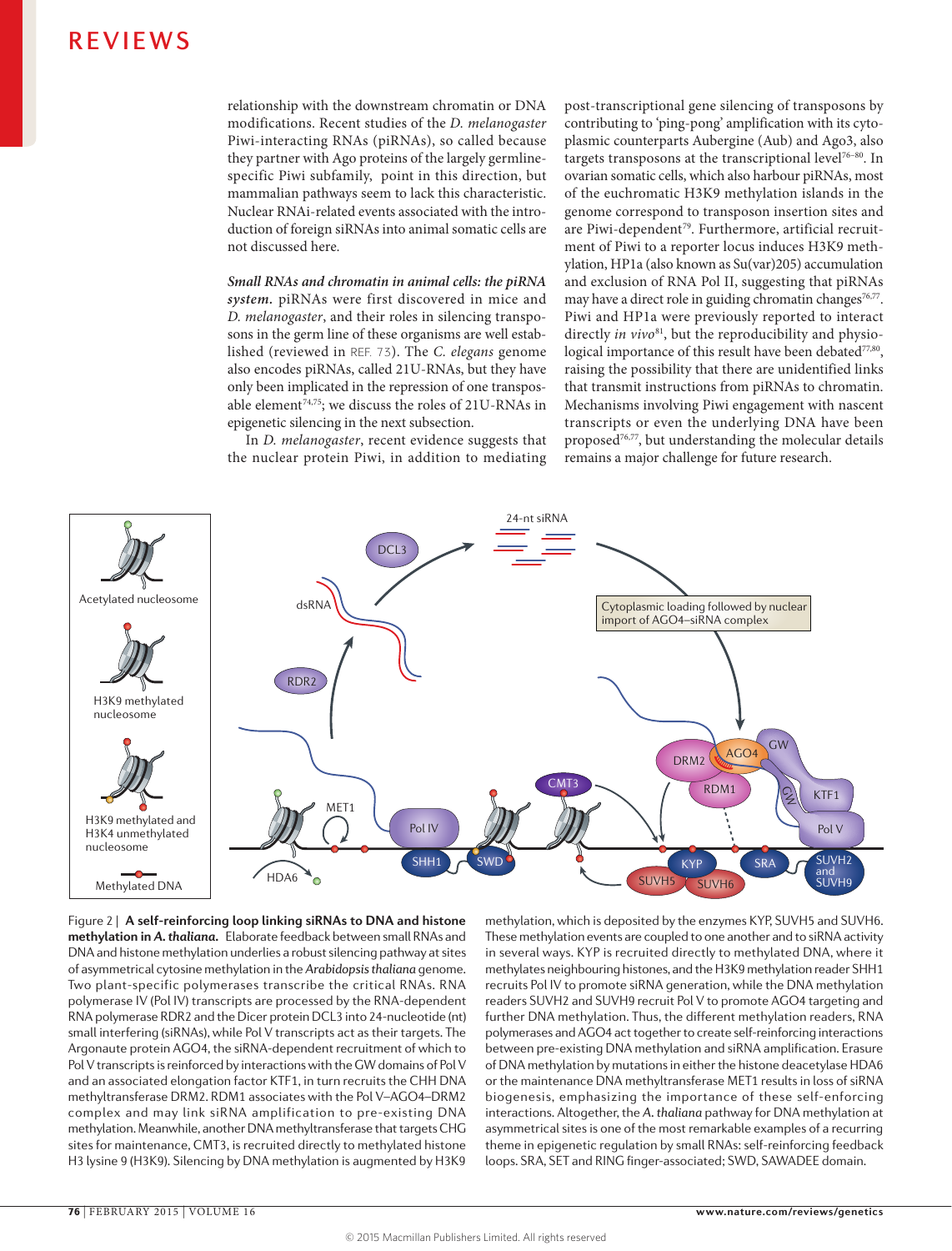relationship with the downstream chromatin or DNA modifications. Recent studies of the *D. melanogaster* Piwi-interacting RNAs (piRNAs), so called because they partner with Ago proteins of the largely germline-specific Piwi subfamily, point in this direction, but mammalian pathways seem to lack this characteristic. Nuclear RNAi-related events associated with the introduction of foreign siRNAs into animal somatic cells are not discussed here.

***Small RNAs and chromatin in animal cells: the piRNA system.*** piRNAs were first discovered in mice and *D. melanogaster*, and their roles in silencing transposons in the germ line of these organisms are well established (reviewed in REF. 73). The *C. elegans* genome also encodes piRNAs, called 21U-RNAs, but they have only been implicated in the repression of one transposable element[74,75]; we discuss the roles of 21U-RNAs in epigenetic silencing in the next subsection.

In *D. melanogaster*, recent evidence suggests that the nuclear protein Piwi, in addition to mediating post-transcriptional gene silencing of transposons by contributing to 'ping-pong' amplification with its cytoplasmic counterparts Aubergine (Aub) and Ago3, also targets transposons at the transcriptional level[76–80]. In ovarian somatic cells, which also harbour piRNAs, most of the euchromatic H3K9 methylation islands in the genome correspond to transposon insertion sites and are Piwi-dependent[79]. Furthermore, artificial recruitment of Piwi to a reporter locus induces H3K9 methylation, HP1a (also known as Su(var)205) accumulation and exclusion of RNA Pol II, suggesting that piRNAs may have a direct role in guiding chromatin changes[76,77]. Piwi and HP1a were previously reported to interact directly *in vivo*[81], but the reproducibility and physiological importance of this result have been debated[77,80], raising the possibility that there are unidentified links that transmit instructions from piRNAs to chromatin. Mechanisms involving Piwi engagement with nascent transcripts or even the underlying DNA have been proposed[76,77], but understanding the molecular details remains a major challenge for future research.

Figure 2 | **A self-reinforcing loop linking siRNAs to DNA and histone methylation in *A. thaliana*.** Elaborate feedback between small RNAs and DNA and histone methylation underlies a robust silencing pathway at sites of asymmetrical cytosine methylation in the *Arabidopsis thaliana* genome. Two plant-specific polymerases transcribe the critical RNAs. RNA polymerase IV (Pol IV) transcripts are processed by the RNA-dependent RNA polymerase RDR2 and the Dicer protein DCL3 into 24-nucleotide (nt) small interfering (siRNAs), while Pol V transcripts act as their targets. The Argonaute protein AGO4, the siRNA-dependent recruitment of which to Pol V transcripts is reinforced by interactions with the GW domains of Pol V and an associated elongation factor KTF1, in turn recruits the CHH DNA methyltransferase DRM2. RDM1 associates with the Pol V–AGO4–DRM2 complex and may link siRNA amplification to pre-existing DNA methylation. Meanwhile, another DNA methyltransferase that targets CHG sites for maintenance, CMT3, is recruited directly to methylated histone H3 lysine 9 (H3K9). Silencing by DNA methylation is augmented by H3K9 methylation, which is deposited by the enzymes KYP, SUVH5 and SUVH6. These methylation events are coupled to one another and to siRNA activity in several ways. KYP is recruited directly to methylated DNA, where it methylates neighbouring histones, and the H3K9 methylation reader SHH1 recruits Pol IV to promote siRNA generation, while the DNA methylation readers SUVH2 and SUVH9 recruit Pol V to promote AGO4 targeting and further DNA methylation. Thus, the different methylation readers, RNA polymerases and AGO4 act together to create self-reinforcing interactions between pre-existing DNA methylation and siRNA amplification. Erasure of DNA methylation by mutations in either the histone deacetylase HDA6 or the maintenance DNA methyltransferase MET1 results in loss of siRNA biogenesis, emphasizing the importance of these self-enforcing interactions. Altogether, the *A. thaliana* pathway for DNA methylation at asymmetrical sites is one of the most remarkable examples of a recurring theme in epigenetic regulation by small RNAs: self-reinforcing feedback loops. SRA, SET and RING finger-associated; SWD, SAWADEE domain.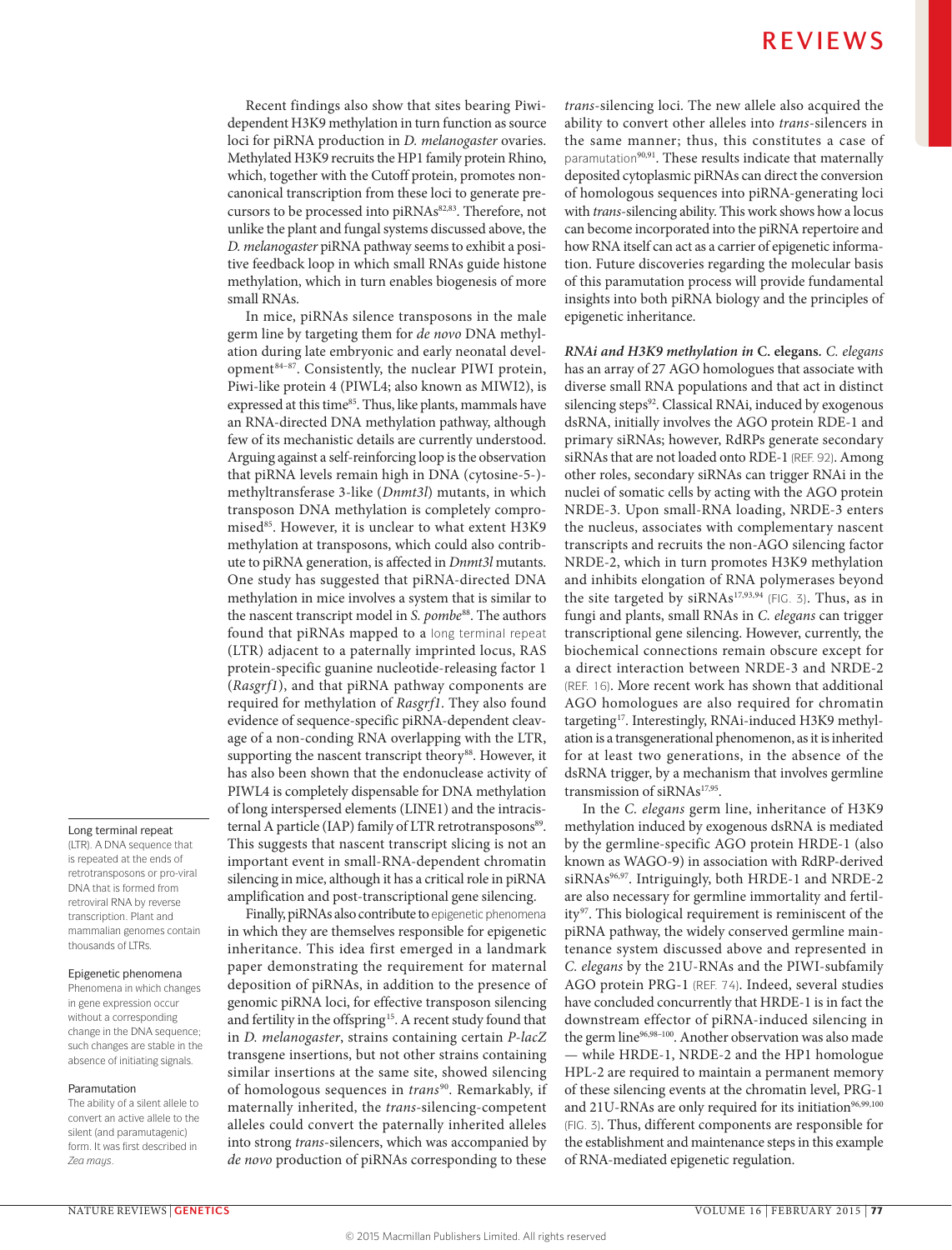Recent findings also show that sites bearing Piwi-dependent H3K9 methylation in turn function as source loci for piRNA production in *D. melanogaster* ovaries. Methylated H3K9 recruits the HP1 family protein Rhino, which, together with the Cutoff protein, promotes non-canonical transcription from these loci to generate precursors to be processed into piRNAs[82,83]. Therefore, not unlike the plant and fungal systems discussed above, the *D. melanogaster* piRNA pathway seems to exhibit a positive feedback loop in which small RNAs guide histone methylation, which in turn enables biogenesis of more small RNAs.

In mice, piRNAs silence transposons in the male germ line by targeting them for *de novo* DNA methylation during late embryonic and early neonatal development[84–87]. Consistently, the nuclear PIWI protein, Piwi-like protein 4 (PIWL4; also known as MIWI2), is expressed at this time[85]. Thus, like plants, mammals have an RNA-directed DNA methylation pathway, although few of its mechanistic details are currently understood. Arguing against a self-reinforcing loop is the observation that piRNA levels remain high in DNA (cytosine-5-)-methyltransferase 3-like (*Dnmt3l*) mutants, in which transposon DNA methylation is completely compromised[85]. However, it is unclear to what extent H3K9 methylation at transposons, which could also contribute to piRNA generation, is affected in *Dnmt3l* mutants. One study has suggested that piRNA-directed DNA methylation in mice involves a system that is similar to the nascent transcript model in *S. pombe*[88]. The authors found that piRNAs mapped to a long terminal repeat (LTR) adjacent to a paternally imprinted locus, RAS protein-specific guanine nucleotide-releasing factor 1 (*Rasgrf1*), and that piRNA pathway components are required for methylation of *Rasgrf1*. They also found evidence of sequence-specific piRNA-dependent cleavage of a non-conding RNA overlapping with the LTR, supporting the nascent transcript theory[88]. However, it has also been shown that the endonuclease activity of PIWL4 is completely dispensable for DNA methylation of long interspersed elements (LINE1) and the intracisternal A particle (IAP) family of LTR retrotransposons[89]. This suggests that nascent transcript slicing is not an important event in small-RNA-dependent chromatin silencing in mice, although it has a critical role in piRNA amplification and post-transcriptional gene silencing.

Finally, piRNAs also contribute to epigenetic phenomena in which they are themselves responsible for epigenetic inheritance. This idea first emerged in a landmark paper demonstrating the requirement for maternal deposition of piRNAs, in addition to the presence of genomic piRNA loci, for effective transposon silencing and fertility in the offspring[15]. A recent study found that in *D. melanogaster*, strains containing certain *P-lacZ* transgene insertions, but not other strains containing similar insertions at the same site, showed silencing of homologous sequences in *trans*[90]. Remarkably, if maternally inherited, the *trans*-silencing-competent alleles could convert the paternally inherited alleles into strong *trans*-silencers, which was accompanied by *de novo* production of piRNAs corresponding to these *trans*-silencing loci. The new allele also acquired the ability to convert other alleles into *trans*-silencers in the same manner; thus, this constitutes a case of paramutation[90,91]. These results indicate that maternally deposited cytoplasmic piRNAs can direct the conversion of homologous sequences into piRNA-generating loci with *trans*-silencing ability. This work shows how a locus can become incorporated into the piRNA repertoire and how RNA itself can act as a carrier of epigenetic information. Future discoveries regarding the molecular basis of this paramutation process will provide fundamental insights into both piRNA biology and the principles of epigenetic inheritance.

**Long terminal repeat**
(LTR). A DNA sequence that is repeated at the ends of retrotransposons or pro-viral DNA that is formed from retroviral RNA by reverse transcription. Plant and mammalian genomes contain thousands of LTRs.

**Epigenetic phenomena**
Phenomena in which changes in gene expression occur without a corresponding change in the DNA sequence; such changes are stable in the absence of initiating signals.

**Paramutation**
The ability of a silent allele to convert an active allele to the silent (and paramutagenic) form. It was first described in *Zea mays*.

***RNAi and H3K9 methylation in* C. elegans.** *C. elegans* has an array of 27 AGO homologues that associate with diverse small RNA populations and that act in distinct silencing steps[92]. Classical RNAi, induced by exogenous dsRNA, initially involves the AGO protein RDE-1 and primary siRNAs; however, RdRPs generate secondary siRNAs that are not loaded onto RDE-1 (REF. 92). Among other roles, secondary siRNAs can trigger RNAi in the nuclei of somatic cells by acting with the AGO protein NRDE-3. Upon small-RNA loading, NRDE-3 enters the nucleus, associates with complementary nascent transcripts and recruits the non-AGO silencing factor NRDE-2, which in turn promotes H3K9 methylation and inhibits elongation of RNA polymerases beyond the site targeted by siRNAs[17,93,94] (FIG. 3). Thus, as in fungi and plants, small RNAs in *C. elegans* can trigger transcriptional gene silencing. However, currently, the biochemical connections remain obscure except for a direct interaction between NRDE-3 and NRDE-2 (REF. 16). More recent work has shown that additional AGO homologues are also required for chromatin targeting[17]. Interestingly, RNAi-induced H3K9 methylation is a transgenerational phenomenon, as it is inherited for at least two generations, in the absence of the dsRNA trigger, by a mechanism that involves germline transmission of siRNAs[17,95].

In the *C. elegans* germ line, inheritance of H3K9 methylation induced by exogenous dsRNA is mediated by the germline-specific AGO protein HRDE-1 (also known as WAGO-9) in association with RdRP-derived siRNAs[96,97]. Intriguingly, both HRDE-1 and NRDE-2 are also necessary for germline immortality and fertility[97]. This biological requirement is reminiscent of the piRNA pathway, the widely conserved germline maintenance system discussed above and represented in *C. elegans* by the 21U-RNAs and the PIWI-subfamily AGO protein PRG-1 (REF. 74). Indeed, several studies have concluded concurrently that HRDE-1 is in fact the downstream effector of piRNA-induced silencing in the germ line[96,98–100]. Another observation was also made — while HRDE-1, NRDE-2 and the HP1 homologue HPL-2 are required to maintain a permanent memory of these silencing events at the chromatin level, PRG-1 and 21U-RNAs are only required for its initiation[96,99,100] (FIG. 3). Thus, different components are responsible for the establishment and maintenance steps in this example of RNA-mediated epigenetic regulation.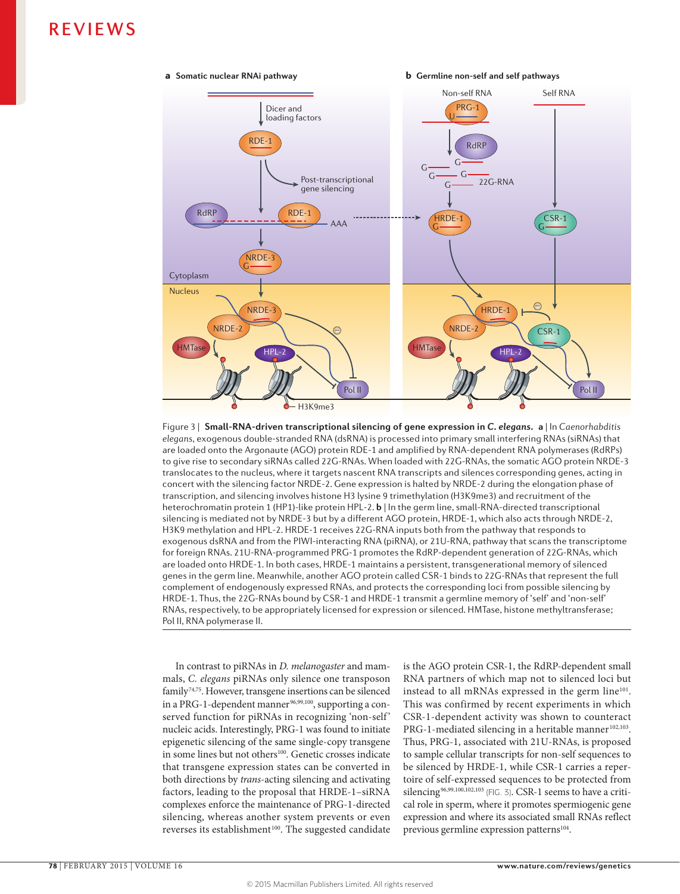Figure 3 | **Small-RNA-driven transcriptional silencing of gene expression in *C. elegans*.** **a** | In *Caenorhabditis elegans*, exogenous double-stranded RNA (dsRNA) is processed into primary small interfering RNAs (siRNAs) that are loaded onto the Argonaute (AGO) protein RDE-1 and amplified by RNA-dependent RNA polymerases (RdRPs) to give rise to secondary siRNAs called 22G-RNAs. When loaded with 22G-RNAs, the somatic AGO protein NRDE-3 translocates to the nucleus, where it targets nascent RNA transcripts and silences corresponding genes, acting in concert with the silencing factor NRDE-2. Gene expression is halted by NRDE-2 during the elongation phase of transcription, and silencing involves histone H3 lysine 9 trimethylation (H3K9me3) and recruitment of the heterochromatin protein 1 (HP1)-like protein HPL-2. **b** | In the germ line, small-RNA-directed transcriptional silencing is mediated not by NRDE-3 but by a different AGO protein, HRDE-1, which also acts through NRDE-2, H3K9 methylation and HPL-2. HRDE-1 receives 22G-RNA inputs both from the pathway that responds to exogenous dsRNA and from the PIWI-interacting RNA (piRNA), or 21U-RNA, pathway that scans the transcriptome for foreign RNAs. 21U-RNA-programmed PRG-1 promotes the RdRP-dependent generation of 22G-RNAs, which are loaded onto HRDE-1. In both cases, HRDE-1 maintains a persistent, transgenerational memory of silenced genes in the germ line. Meanwhile, another AGO protein called CSR-1 binds to 22G-RNAs that represent the full complement of endogenously expressed RNAs, and protects the corresponding loci from possible silencing by HRDE-1. Thus, the 22G-RNAs bound by CSR-1 and HRDE-1 transmit a germline memory of 'self' and 'non-self' RNAs, respectively, to be appropriately licensed for expression or silenced. HMTase, histone methyltransferase; Pol II, RNA polymerase II.

In contrast to piRNAs in *D. melanogaster* and mammals, *C. elegans* piRNAs only silence one transposon family[74,75]. However, transgene insertions can be silenced in a PRG-1-dependent manner[96,99,100], supporting a conserved function for piRNAs in recognizing 'non-self' nucleic acids. Interestingly, PRG-1 was found to initiate epigenetic silencing of the same single-copy transgene in some lines but not others[100]. Genetic crosses indicate that transgene expression states can be converted in both directions by *trans*-acting silencing and activating factors, leading to the proposal that HRDE-1–siRNA complexes enforce the maintenance of PRG-1-directed silencing, whereas another system prevents or even reverses its establishment[100]. The suggested candidate is the AGO protein CSR-1, the RdRP-dependent small RNA partners of which map not to silenced loci but instead to all mRNAs expressed in the germ line[101]. This was confirmed by recent experiments in which CSR-1-dependent activity was shown to counteract PRG-1-mediated silencing in a heritable manner[102,103]. Thus, PRG-1, associated with 21U-RNAs, is proposed to sample cellular transcripts for non-self sequences to be silenced by HRDE-1, while CSR-1 carries a repertoire of self-expressed sequences to be protected from silencing[96,99,100,102,103] (FIG. 3). CSR-1 seems to have a critical role in sperm, where it promotes spermiogenic gene expression and where its associated small RNAs reflect previous germline expression patterns[104].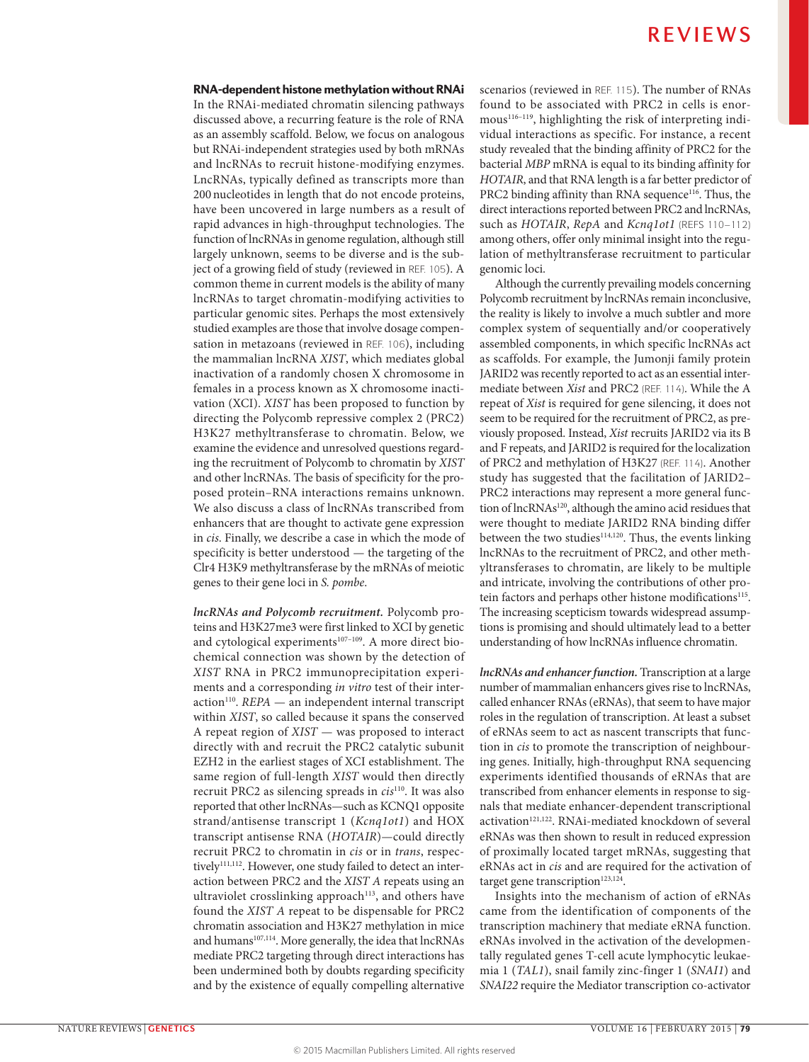## RNA-dependent histone methylation without RNAi

In the RNAi-mediated chromatin silencing pathways discussed above, a recurring feature is the role of RNA as an assembly scaffold. Below, we focus on analogous but RNAi-independent strategies used by both mRNAs and lncRNAs to recruit histone-modifying enzymes. LncRNAs, typically defined as transcripts more than 200 nucleotides in length that do not encode proteins, have been uncovered in large numbers as a result of rapid advances in high-throughput technologies. The function of lncRNAs in genome regulation, although still largely unknown, seems to be diverse and is the subject of a growing field of study (reviewed in REF. 105). A common theme in current models is the ability of many lncRNAs to target chromatin-modifying activities to particular genomic sites. Perhaps the most extensively studied examples are those that involve dosage compensation in metazoans (reviewed in REF. 106), including the mammalian lncRNA *XIST*, which mediates global inactivation of a randomly chosen X chromosome in females in a process known as X chromosome inactivation (XCI). *XIST* has been proposed to function by directing the Polycomb repressive complex 2 (PRC2) H3K27 methyltransferase to chromatin. Below, we examine the evidence and unresolved questions regarding the recruitment of Polycomb to chromatin by *XIST* and other lncRNAs. The basis of specificity for the proposed protein–RNA interactions remains unknown. We also discuss a class of lncRNAs transcribed from enhancers that are thought to activate gene expression in *cis*. Finally, we describe a case in which the mode of specificity is better understood — the targeting of the Clr4 H3K9 methyltransferase by the mRNAs of meiotic genes to their gene loci in *S. pombe*.

***lncRNAs and Polycomb recruitment.*** Polycomb proteins and H3K27me3 were first linked to XCI by genetic and cytological experiments[107–109]. A more direct biochemical connection was shown by the detection of *XIST* RNA in PRC2 immunoprecipitation experiments and a corresponding *in vitro* test of their interaction[110]. *REPA* — an independent internal transcript within *XIST*, so called because it spans the conserved A repeat region of *XIST* — was proposed to interact directly with and recruit the PRC2 catalytic subunit EZH2 in the earliest stages of XCI establishment. The same region of full-length *XIST* would then directly recruit PRC2 as silencing spreads in *cis*[110]. It was also reported that other lncRNAs—such as KCNQ1 opposite strand/antisense transcript 1 (*Kcnq1ot1*) and HOX transcript antisense RNA (*HOTAIR*)—could directly recruit PRC2 to chromatin in *cis* or in *trans*, respectively[111,112]. However, one study failed to detect an interaction between PRC2 and the *XIST A* repeats using an ultraviolet crosslinking approach[113], and others have found the *XIST A* repeat to be dispensable for PRC2 chromatin association and H3K27 methylation in mice and humans[107,114]. More generally, the idea that lncRNAs mediate PRC2 targeting through direct interactions has been undermined both by doubts regarding specificity and by the existence of equally compelling alternative scenarios (reviewed in REF. 115). The number of RNAs found to be associated with PRC2 in cells is enormous[116–119], highlighting the risk of interpreting individual interactions as specific. For instance, a recent study revealed that the binding affinity of PRC2 for the bacterial *MBP* mRNA is equal to its binding affinity for *HOTAIR*, and that RNA length is a far better predictor of PRC2 binding affinity than RNA sequence[116]. Thus, the direct interactions reported between PRC2 and lncRNAs, such as *HOTAIR*, *RepA* and *Kcnq1ot1* (REFS 110–112) among others, offer only minimal insight into the regulation of methyltransferase recruitment to particular genomic loci.

Although the currently prevailing models concerning Polycomb recruitment by lncRNAs remain inconclusive, the reality is likely to involve a much subtler and more complex system of sequentially and/or cooperatively assembled components, in which specific lncRNAs act as scaffolds. For example, the Jumonji family protein JARID2 was recently reported to act as an essential intermediate between *Xist* and PRC2 (REF. 114). While the A repeat of *Xist* is required for gene silencing, it does not seem to be required for the recruitment of PRC2, as previously proposed. Instead, *Xist* recruits JARID2 via its B and F repeats, and JARID2 is required for the localization of PRC2 and methylation of H3K27 (REF. 114). Another study has suggested that the facilitation of JARID2–PRC2 interactions may represent a more general function of lncRNAs[120], although the amino acid residues that were thought to mediate JARID2 RNA binding differ between the two studies[114,120]. Thus, the events linking lncRNAs to the recruitment of PRC2, and other methyltransferases to chromatin, are likely to be multiple and intricate, involving the contributions of other protein factors and perhaps other histone modifications[115]. The increasing scepticism towards widespread assumptions is promising and should ultimately lead to a better understanding of how lncRNAs influence chromatin.

***lncRNAs and enhancer function.*** Transcription at a large number of mammalian enhancers gives rise to lncRNAs, called enhancer RNAs (eRNAs), that seem to have major roles in the regulation of transcription. At least a subset of eRNAs seem to act as nascent transcripts that function in *cis* to promote the transcription of neighbouring genes. Initially, high-throughput RNA sequencing experiments identified thousands of eRNAs that are transcribed from enhancer elements in response to signals that mediate enhancer-dependent transcriptional activation[121,122]. RNAi-mediated knockdown of several eRNAs was then shown to result in reduced expression of proximally located target mRNAs, suggesting that eRNAs act in *cis* and are required for the activation of target gene transcription[123,124].

Insights into the mechanism of action of eRNAs came from the identification of components of the transcription machinery that mediate eRNA function. eRNAs involved in the activation of the developmentally regulated genes T-cell acute lymphocytic leukaemia 1 (*TAL1*), snail family zinc-finger 1 (*SNAI1*) and *SNAI22* require the Mediator transcription co-activator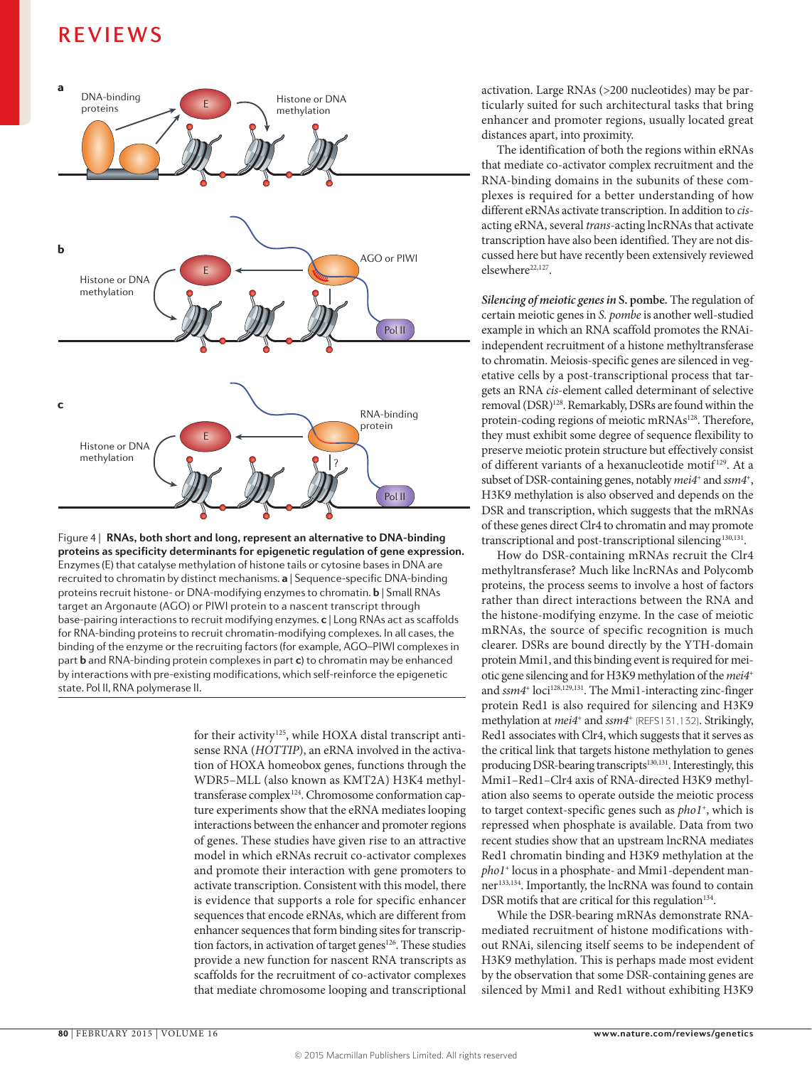Figure 4 | **RNAs, both short and long, represent an alternative to DNA-binding proteins as specificity determinants for epigenetic regulation of gene expression.** Enzymes (E) that catalyse methylation of histone tails or cytosine bases in DNA are recruited to chromatin by distinct mechanisms. **a** | Sequence-specific DNA-binding proteins recruit histone- or DNA-modifying enzymes to chromatin. **b** | Small RNAs target an Argonaute (AGO) or PIWI protein to a nascent transcript through base-pairing interactions to recruit modifying enzymes. **c** | Long RNAs act as scaffolds for RNA-binding proteins to recruit chromatin-modifying complexes. In all cases, the binding of the enzyme or the recruiting factors (for example, AGO–PIWI complexes in part **b** and RNA-binding protein complexes in part **c**) to chromatin may be enhanced by interactions with pre-existing modifications, which self-reinforce the epigenetic state. Pol II, RNA polymerase II.

for their activity[125], while HOXA distal transcript antisense RNA (*HOTTIP*), an eRNA involved in the activation of HOXA homeobox genes, functions through the WDR5–MLL (also known as KMT2A) H3K4 methyltransferase complex[124]. Chromosome conformation capture experiments show that the eRNA mediates looping interactions between the enhancer and promoter regions of genes. These studies have given rise to an attractive model in which eRNAs recruit co-activator complexes and promote their interaction with gene promoters to activate transcription. Consistent with this model, there is evidence that supports a role for specific enhancer sequences that encode eRNAs, which are different from enhancer sequences that form binding sites for transcription factors, in activation of target genes[126]. These studies provide a new function for nascent RNA transcripts as scaffolds for the recruitment of co-activator complexes that mediate chromosome looping and transcriptional activation. Large RNAs (>200 nucleotides) may be particularly suited for such architectural tasks that bring enhancer and promoter regions, usually located great distances apart, into proximity.

The identification of both the regions within eRNAs that mediate co-activator complex recruitment and the RNA-binding domains in the subunits of these complexes is required for a better understanding of how different eRNAs activate transcription. In addition to *cis*-acting eRNA, several *trans*-acting lncRNAs that activate transcription have also been identified. They are not discussed here but have recently been extensively reviewed elsewhere[22,127].

***Silencing of meiotic genes in* S. pombe.** The regulation of certain meiotic genes in *S. pombe* is another well-studied example in which an RNA scaffold promotes the RNAi-independent recruitment of a histone methyltransferase to chromatin. Meiosis-specific genes are silenced in vegetative cells by a post-transcriptional process that targets an RNA *cis*-element called determinant of selective removal (DSR)[128]. Remarkably, DSRs are found within the protein-coding regions of meiotic mRNAs[128]. Therefore, they must exhibit some degree of sequence flexibility to preserve meiotic protein structure but effectively consist of different variants of a hexanucleotide motif[129]. At a subset of DSR-containing genes, notably *mei4⁺* and *ssm4⁺*, H3K9 methylation is also observed and depends on the DSR and transcription, which suggests that the mRNAs of these genes direct Clr4 to chromatin and may promote transcriptional and post-transcriptional silencing[130,131].

How do DSR-containing mRNAs recruit the Clr4 methyltransferase? Much like lncRNAs and Polycomb proteins, the process seems to involve a host of factors rather than direct interactions between the RNA and the histone-modifying enzyme. In the case of meiotic mRNAs, the source of specific recognition is much clearer. DSRs are bound directly by the YTH-domain protein Mmi1, and this binding event is required for meiotic gene silencing and for H3K9 methylation of the *mei4⁺* and *ssm4⁺* loci[128,129,131]. The Mmi1-interacting zinc-finger protein Red1 is also required for silencing and H3K9 methylation at *mei4⁺* and *ssm4⁺* (REFS 131,132). Strikingly, Red1 associates with Clr4, which suggests that it serves as the critical link that targets histone methylation to genes producing DSR-bearing transcripts[130,131]. Interestingly, this Mmi1–Red1–Clr4 axis of RNA-directed H3K9 methylation also seems to operate outside the meiotic process to target context-specific genes such as *pho1⁺*, which is repressed when phosphate is available. Data from two recent studies show that an upstream lncRNA mediates Red1 chromatin binding and H3K9 methylation at the *pho1⁺* locus in a phosphate- and Mmi1-dependent manner[133,134]. Importantly, the lncRNA was found to contain DSR motifs that are critical for this regulation[134].

While the DSR-bearing mRNAs demonstrate RNA-mediated recruitment of histone modifications without RNAi, silencing itself seems to be independent of H3K9 methylation. This is perhaps made most evident by the observation that some DSR-containing genes are silenced by Mmi1 and Red1 without exhibiting H3K9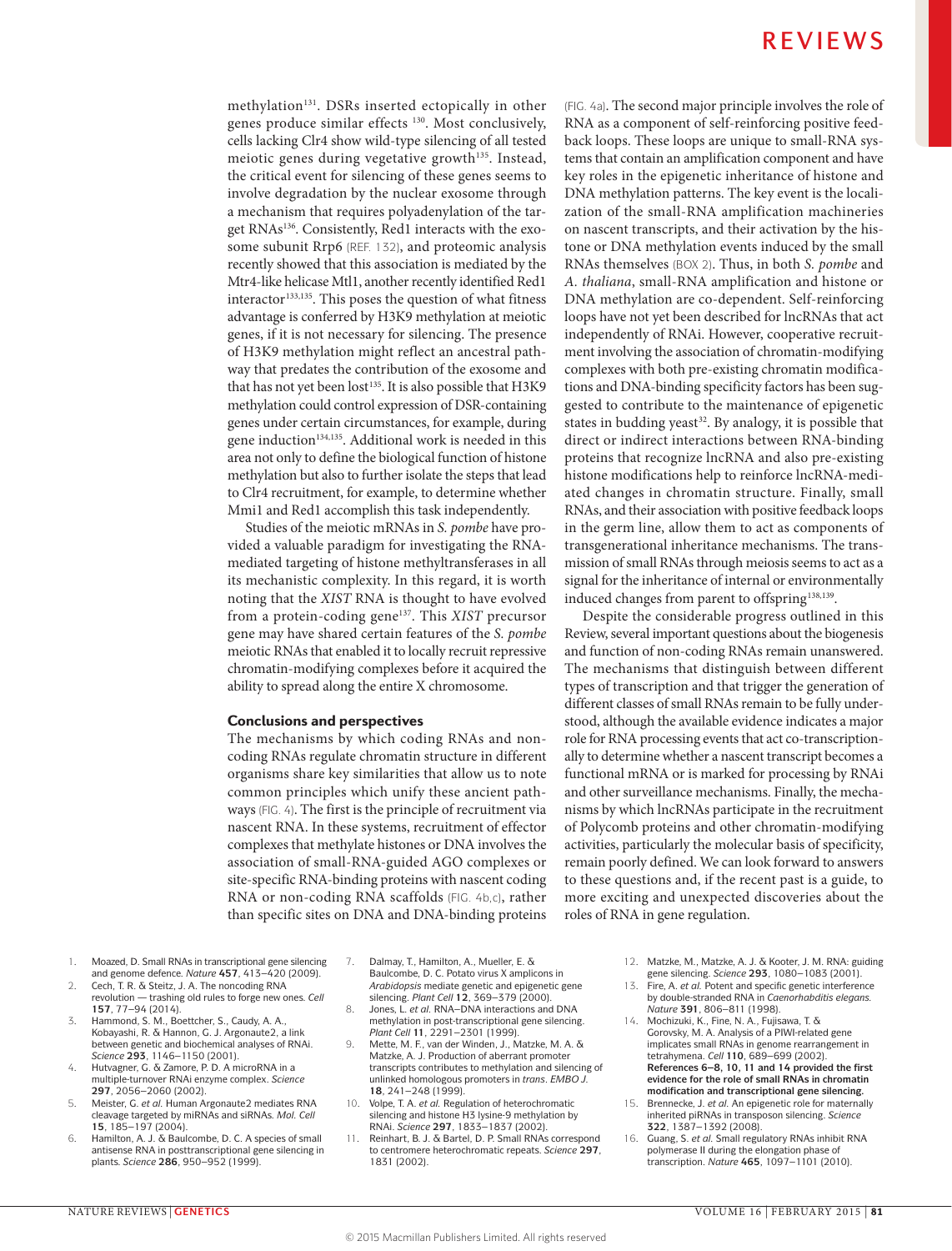methylation[131]. DSRs inserted ectopically in other genes produce similar effects [130]. Most conclusively, cells lacking Clr4 show wild-type silencing of all tested meiotic genes during vegetative growth[135]. Instead, the critical event for silencing of these genes seems to involve degradation by the nuclear exosome through a mechanism that requires polyadenylation of the target RNAs[136]. Consistently, Red1 interacts with the exosome subunit Rrp6 (REF. 132), and proteomic analysis recently showed that this association is mediated by the Mtr4-like helicase Mtl1, another recently identified Red1 interactor[133,135]. This poses the question of what fitness advantage is conferred by H3K9 methylation at meiotic genes, if it is not necessary for silencing. The presence of H3K9 methylation might reflect an ancestral pathway that predates the contribution of the exosome and that has not yet been lost[135]. It is also possible that H3K9 methylation could control expression of DSR-containing genes under certain circumstances, for example, during gene induction[134,135]. Additional work is needed in this area not only to define the biological function of histone methylation but also to further isolate the steps that lead to Clr4 recruitment, for example, to determine whether Mmi1 and Red1 accomplish this task independently.

Studies of the meiotic mRNAs in *S. pombe* have provided a valuable paradigm for investigating the RNA-mediated targeting of histone methyltransferases in all its mechanistic complexity. In this regard, it is worth noting that the *XIST* RNA is thought to have evolved from a protein-coding gene[137]. This *XIST* precursor gene may have shared certain features of the *S. pombe* meiotic RNAs that enabled it to locally recruit repressive chromatin-modifying complexes before it acquired the ability to spread along the entire X chromosome.

## Conclusions and perspectives

The mechanisms by which coding RNAs and non-coding RNAs regulate chromatin structure in different organisms share key similarities that allow us to note common principles which unify these ancient pathways (FIG. 4). The first is the principle of recruitment via nascent RNA. In these systems, recruitment of effector complexes that methylate histones or DNA involves the association of small-RNA-guided AGO complexes or site-specific RNA-binding proteins with nascent coding RNA or non-coding RNA scaffolds (FIG. 4b,c), rather than specific sites on DNA and DNA-binding proteins (FIG. 4a). The second major principle involves the role of RNA as a component of self-reinforcing positive feedback loops. These loops are unique to small-RNA systems that contain an amplification component and have key roles in the epigenetic inheritance of histone and DNA methylation patterns. The key event is the localization of the small-RNA amplification machineries on nascent transcripts, and their activation by the histone or DNA methylation events induced by the small RNAs themselves (BOX 2). Thus, in both *S. pombe* and *A. thaliana*, small-RNA amplification and histone or DNA methylation are co-dependent. Self-reinforcing loops have not yet been described for lncRNAs that act independently of RNAi. However, cooperative recruitment involving the association of chromatin-modifying complexes with both pre-existing chromatin modifications and DNA-binding specificity factors has been suggested to contribute to the maintenance of epigenetic states in budding yeast[32]. By analogy, it is possible that direct or indirect interactions between RNA-binding proteins that recognize lncRNA and also pre-existing histone modifications help to reinforce lncRNA-mediated changes in chromatin structure. Finally, small RNAs, and their association with positive feedback loops in the germ line, allow them to act as components of transgenerational inheritance mechanisms. The transmission of small RNAs through meiosis seems to act as a signal for the inheritance of internal or environmentally induced changes from parent to offspring[138,139].

Despite the considerable progress outlined in this Review, several important questions about the biogenesis and function of non-coding RNAs remain unanswered. The mechanisms that distinguish between different types of transcription and that trigger the generation of different classes of small RNAs remain to be fully understood, although the available evidence indicates a major role for RNA processing events that act co-transcriptionally to determine whether a nascent transcript becomes a functional mRNA or is marked for processing by RNAi and other surveillance mechanisms. Finally, the mechanisms by which lncRNAs participate in the recruitment of Polycomb proteins and other chromatin-modifying activities, particularly the molecular basis of specificity, remain poorly defined. We can look forward to answers to these questions and, if the recent past is a guide, to more exciting and unexpected discoveries about the roles of RNA in gene regulation.

1. Moazed, D. Small RNAs in transcriptional gene silencing and genome defence. *Nature* **457**, 413–420 (2009).
2. Cech, T. R. & Steitz, J. A. The noncoding RNA revolution — trashing old rules to forge new ones. *Cell* **157**, 77–94 (2014).
3. Hammond, S. M., Boettcher, S., Caudy, A. A., Kobayashi, R. & Hannon, G. J. Argonaute2, a link between genetic and biochemical analyses of RNAi. *Science* **293**, 1146–1150 (2001).
4. Hutvagner, G. & Zamore, P. D. A microRNA in a multiple-turnover RNAi enzyme complex. *Science* **297**, 2056–2060 (2002).
5. Meister, G. *et al.* Human Argonaute2 mediates RNA cleavage targeted by miRNAs and siRNAs. *Mol. Cell* **15**, 185–197 (2004).
6. Hamilton, A. J. & Baulcombe, D. C. A species of small antisense RNA in posttranscriptional gene silencing in plants. *Science* **286**, 950–952 (1999).
7. Dalmay, T., Hamilton, A., Mueller, E. & Baulcombe, D. C. Potato virus X amplicons in *Arabidopsis* mediate genetic and epigenetic gene silencing. *Plant Cell* **12**, 369–379 (2000).
8. Jones, L. *et al.* RNA–DNA interactions and DNA methylation in post-transcriptional gene silencing. *Plant Cell* **11**, 2291–2301 (1999).
9. Mette, M. F., van der Winden, J., Matzke, M. A. & Matzke, A. J. Production of aberrant promoter transcripts contributes to methylation and silencing of unlinked homologous promoters in *trans*. *EMBO J.* **18**, 241–248 (1999).
10. Volpe, T. A. *et al.* Regulation of heterochromatic silencing and histone H3 lysine-9 methylation by RNAi. *Science* **297**, 1833–1837 (2002).
11. Reinhart, B. J. & Bartel, D. P. Small RNAs correspond to centromere heterochromatic repeats. *Science* **297**, 1831 (2002).
12. Matzke, M., Matzke, A. J. & Kooter, J. M. RNA: guiding gene silencing. *Science* **293**, 1080–1083 (2001).
13. Fire, A. *et al.* Potent and specific genetic interference by double-stranded RNA in *Caenorhabditis elegans*. *Nature* **391**, 806–811 (1998).
14. Mochizuki, K., Fine, N. A., Fujisawa, T. & Gorovsky, M. A. Analysis of a PIWI-related gene implicates small RNAs in genome rearrangement in tetrahymena. *Cell* **110**, 689–699 (2002).
**References 6–8, 10, 11 and 14 provided the first evidence for the role of small RNAs in chromatin modification and transcriptional gene silencing.**
15. Brennecke, J. *et al.* An epigenetic role for maternally inherited piRNAs in transposon silencing. *Science* **322**, 1387–1392 (2008).
16. Guang, S. *et al.* Small regulatory RNAs inhibit RNA polymerase II during the elongation phase of transcription. *Nature* **465**, 1097–1101 (2010).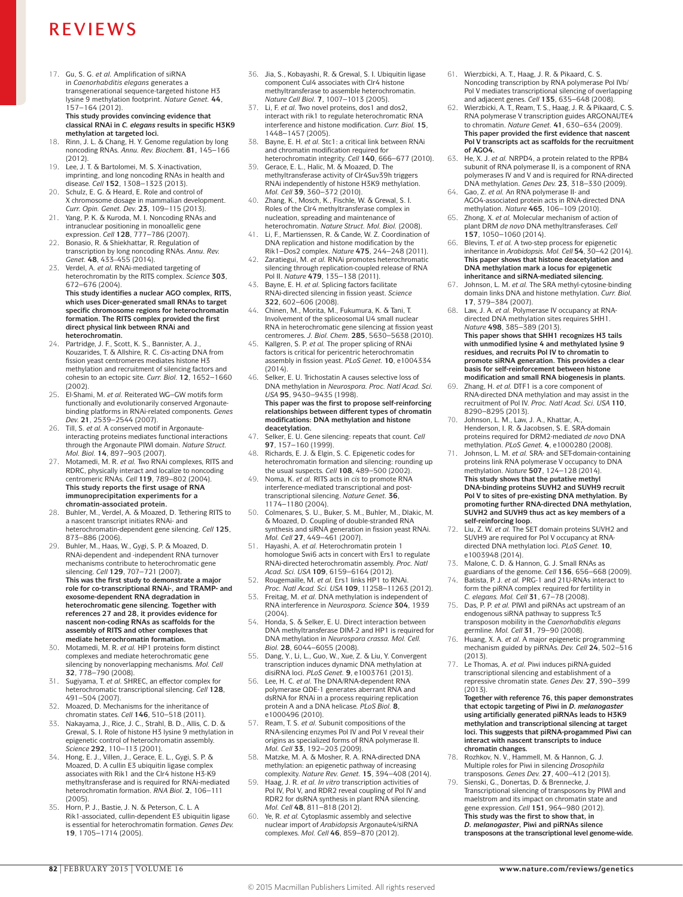17. Gu, S. G. *et al.* Amplification of siRNA in *Caenorhabditis elegans* generates a transgenerational sequence-targeted histone H3 lysine 9 methylation footprint. *Nature Genet.* **44**, 157–164 (2012).
**This study provides convincing evidence that classical RNAi in *C. elegans* results in specific H3K9 methylation at targeted loci.**
18. Rinn, J. L. & Chang, H. Y. Genome regulation by long noncoding RNAs. *Annu. Rev. Biochem.* **81**, 145–166 (2012).
19. Lee, J. T. & Bartolomei, M. S. X-inactivation, imprinting, and long noncoding RNAs in health and disease. *Cell* **152**, 1308–1323 (2013).
20. Schulz, E. G. & Heard, E. Role and control of X chromosome dosage in mammalian development. *Curr. Opin. Genet. Dev.* **23**, 109–115 (2013).
21. Yang, P. K. & Kuroda, M. I. Noncoding RNAs and intranuclear positioning in monoallelic gene expression. *Cell* **128**, 777–786 (2007).
22. Bonasio, R. & Shiekhattar, R. Regulation of transcription by long noncoding RNAs. *Annu. Rev. Genet.* **48**, 433–455 (2014).
23. Verdel, A. *et al.* RNAi-mediated targeting of heterochromatin by the RITS complex. *Science* **303**, 672–676 (2004).
**This study identifies a nuclear AGO complex, RITS, which uses Dicer-generated small RNAs to target specific chromosome regions for heterochromatin formation. The RITS complex provided the first direct physical link between RNAi and heterochromatin.**
24. Partridge, J. F., Scott, K. S., Bannister, A. J., Kouzarides, T. & Allshire, R. C. *Cis*-acting DNA from fission yeast centromeres mediates histone H3 methylation and recruitment of silencing factors and cohesin to an ectopic site. *Curr. Biol.* **12**, 1652–1660 (2002).
25. El-Shami, M. *et al.* Reiterated WG–GW motifs form functionally and evolutionarily conserved Argonaute-binding platforms in RNAi-related components. *Genes Dev.* **21**, 2539–2544 (2007).
26. Till, S. *et al.* A conserved motif in Argonaute-interacting proteins mediates functional interactions through the Argonaute PIWI domain. *Nature Struct. Mol. Biol.* **14**, 897–903 (2007).
27. Motamedi, M. R. *et al.* Two RNAi complexes, RITS and RDRC, physically interact and localize to noncoding centromeric RNAs. *Cell* **119**, 789–802 (2004).
**This study reports the first usage of RNA immunoprecipitation experiments for a chromatin-associated protein.**
28. Buhler, M., Verdel, A. & Moazed, D. Tethering RITS to a nascent transcript initiates RNAi- and heterochromatin-dependent gene silencing. *Cell* **125**, 873–886 (2006).
29. Buhler, M., Haas, W., Gygi, S. P. & Moazed, D. RNAi-dependent and -independent RNA turnover mechanisms contribute to heterochromatic gene silencing. *Cell* **129**, 707–721 (2007).
**This was the first study to demonstrate a major role for co-transcriptional RNAi-, and TRAMP- and exosome-dependent RNA degradation in heterochromatic gene silencing. Together with references 27 and 28, it provides evidence for nascent non-coding RNAs as scaffolds for the assembly of RITS and other complexes that mediate heterochromatin formation.**
30. Motamedi, M. R. *et al.* HP1 proteins form distinct complexes and mediate heterochromatic gene silencing by nonoverlapping mechanisms. *Mol. Cell* **32**, 778–790 (2008).
31. Sugiyama, T. *et al.* SHREC, an effector complex for heterochromatic transcriptional silencing. *Cell* **128**, 491–504 (2007).
32. Moazed, D. Mechanisms for the inheritance of chromatin states. *Cell* **146**, 510–518 (2011).
33. Nakayama, J., Rice, J. C., Strahl, B. D., Allis, C. D. & Grewal, S. I. Role of histone H3 lysine 9 methylation in epigenetic control of heterochromatin assembly. *Science* **292**, 110–113 (2001).
34. Hong, E. J., Villen, J., Gerace, E. L., Gygi, S. P. & Moazed, D. A cullin E3 ubiquitin ligase complex associates with Rik1 and the Clr4 histone H3-K9 methyltransferase and is required for RNAi-mediated heterochromatin formation. *RNA Biol.* **2**, 106–111 (2005).
35. Horn, P. J., Bastie, J. N. & Peterson, C. L. A Rik1-associated, cullin-dependent E3 ubiquitin ligase is essential for heterochromatin formation. *Genes Dev.* **19**, 1705–1714 (2005).
36. Jia, S., Kobayashi, R. & Grewal, S. I. Ubiquitin ligase component Cul4 associates with Clr4 histone methyltransferase to assemble heterochromatin. *Nature Cell Biol.* **7**, 1007–1013 (2005).
37. Li, F. *et al.* Two novel proteins, dos1 and dos2, interact with rik1 to regulate heterochromatic RNA interference and histone modification. *Curr. Biol.* **15**, 1448–1457 (2005).
38. Bayne, E. H. *et al.* Stc1: a critical link between RNAi and chromatin modification required for heterochromatin integrity. *Cell* **140**, 666–677 (2010).
39. Gerace, E. L., Halic, M. & Moazed, D. The methyltransferase activity of Clr4Suv39h triggers RNAi independently of histone H3K9 methylation. *Mol. Cell* **39**, 360–372 (2010).
40. Zhang, K., Mosch, K., Fischle, W. & Grewal, S. I. Roles of the Clr4 methyltransferase complex in nucleation, spreading and maintenance of heterochromatin. *Nature Struct. Mol. Biol.* (2008).
41. Li, F., Martienssen, R. & Cande, W. Z. Coordination of DNA replication and histone modification by the Rik1–Dos2 complex. *Nature* **475**, 244–248 (2011).
42. Zaratiegui, M. *et al.* RNAi promotes heterochromatic silencing through replication-coupled release of RNA Pol II. *Nature* **479**, 135–138 (2011).
43. Bayne, E. H. *et al.* Splicing factors facilitate RNAi-directed silencing in fission yeast. *Science* **322**, 602–606 (2008).
44. Chinen, M., Morita, M., Fukumura, K. & Tani, T. Involvement of the spliceosomal U4 small nuclear RNA in heterochromatic gene silencing at fission yeast centromeres. *J. Biol. Chem.* **285**, 5630–5638 (2010).
45. Kallgren, S. P. *et al.* The proper splicing of RNAi factors is critical for pericentric heterochromatin assembly in fission yeast. *PLoS Genet.* **10**, e1004334 (2014).
46. Selker, E. U. Trichostatin A causes selective loss of DNA methylation in *Neurospora*. *Proc. Natl Acad. Sci. USA* **95**, 9430–9435 (1998).
**This paper was the first to propose self-reinforcing relationships between different types of chromatin modifications: DNA methylation and histone deacetylation.**
47. Selker, E. U. Gene silencing: repeats that count. *Cell* **97**, 157–160 (1999).
48. Richards, E. J. & Elgin, S. C. Epigenetic codes for heterochromatin formation and silencing: rounding up the usual suspects. *Cell* **108**, 489–500 (2002).
49. Noma, K. *et al.* RITS acts in *cis* to promote RNA interference-mediated transcriptional and post-transcriptional silencing. *Nature Genet.* **36**, 1174–1180 (2004).
50. Colmenares, S. U., Buker, S. M., Buhler, M., Dlakic, M. & Moazed, D. Coupling of double-stranded RNA synthesis and siRNA generation in fission yeast RNAi. *Mol. Cell* **27**, 449–461 (2007).
51. Hayashi, A. *et al.* Heterochromatin protein 1 homologue Swi6 acts in concert with Ers1 to regulate RNAi-directed heterochromatin assembly. *Proc. Natl Acad. Sci. USA* **109**, 6159–6164 (2012).
52. Rougemaille, M. *et al.* Ers1 links HP1 to RNAi. *Proc. Natl Acad. Sci. USA* **109**, 11258–11263 (2012).
53. Freitag, M. *et al.* DNA methylation is independent of RNA interference in *Neurospora*. *Science* **304**, 1939 (2004).
54. Honda, S. & Selker, E. U. Direct interaction between DNA methyltransferase DIM-2 and HP1 is required for DNA methylation in *Neurospora crassa*. *Mol. Cell. Biol.* **28**, 6044–6055 (2008).
55. Dang, Y., Li, L., Guo, W., Xue, Z. & Liu, Y. Convergent transcription induces dynamic DNA methylation at disiRNA loci. *PLoS Genet.* **9**, e1003761 (2013).
56. Lee, H. C. *et al.* The DNA/RNA-dependent RNA polymerase QDE-1 generates aberrant RNA and dsRNA for RNAi in a process requiring replication protein A and a DNA helicase. *PLoS Biol.* **8**, e1000496 (2010).
57. Ream, T. S. *et al.* Subunit compositions of the RNA-silencing enzymes Pol IV and Pol V reveal their origins as specialized forms of RNA polymerase II. *Mol. Cell* **33**, 192–203 (2009).
58. Matzke, M. A. & Mosher, R. A. RNA-directed DNA methylation: an epigenetic pathway of increasing complexity. *Nature Rev. Genet.* **15**, 394–408 (2014).
59. Haag, J. R. *et al.* *In vitro* transcription activities of Pol IV, Pol V, and RDR2 reveal coupling of Pol IV and RDR2 for dsRNA synthesis in plant RNA silencing. *Mol. Cell* **48**, 811–818 (2012).
60. Ye, R. *et al.* Cytoplasmic assembly and selective nuclear import of *Arabidopsis* Argonaute4/siRNA complexes. *Mol. Cell* **46**, 859–870 (2012).
61. Wierzbicki, A. T., Haag, J. R. & Pikaard, C. S. Noncoding transcription by RNA polymerase Pol IVb/Pol V mediates transcriptional silencing of overlapping and adjacent genes. *Cell* **135**, 635–648 (2008).
62. Wierzbicki, A. T., Ream, T. S., Haag, J. R. & Pikaard, C. S. RNA polymerase V transcription guides ARGONAUTE4 to chromatin. *Nature Genet.* **41**, 630–634 (2009).
**This paper provided the first evidence that nascent Pol V transcripts act as scaffolds for the recruitment of AGO4.**
63. He, X. J. *et al.* NRPD4, a protein related to the RPB4 subunit of RNA polymerase II, is a component of RNA polymerases IV and V and is required for RNA-directed DNA methylation. *Genes Dev.* **23**, 318–330 (2009).
64. Gao, Z. *et al.* An RNA polymerase II- and AGO4-associated protein acts in RNA-directed DNA methylation. *Nature* **465**, 106–109 (2010).
65. Zhong, X. *et al.* Molecular mechanism of action of plant DRM *de novo* DNA methyltransferases. *Cell* **157**, 1050–1060 (2014).
66. Blevins, T. *et al.* A two-step process for epigenetic inheritance in *Arabidopsis*. *Mol. Cell* **54**, 30–42 (2014).
**This paper shows that histone deacetylation and DNA methylation mark a locus for epigenetic inheritance and siRNA-mediated silencing.**
67. Johnson, L. M. *et al.* The SRA methyl-cytosine-binding domain links DNA and histone methylation. *Curr. Biol.* **17**, 379–384 (2007).
68. Law, J. A. *et al.* Polymerase IV occupancy at RNA-directed DNA methylation sites requires SHH1. *Nature* **498**, 385–389 (2013).
**This paper shows that SHH1 recognizes H3 tails with unmodified lysine 4 and methylated lysine 9 residues, and recruits Pol IV to chromatin to promote siRNA generation. This provides a clear basis for self-reinforcement between histone modification and small RNA biogenesis in plants.**
69. Zhang, H. *et al.* DTF1 is a core component of RNA-directed DNA methylation and may assist in the recruitment of Pol IV. *Proc. Natl Acad. Sci. USA* **110**, 8290–8295 (2013).
70. Johnson, L. M., Law, J. A., Khattar, A., Henderson, I. R. & Jacobsen, S. E. SRA-domain proteins required for DRM2-mediated *de novo* DNA methylation. *PLoS Genet.* **4**, e1000280 (2008).
71. Johnson, L. M. *et al.* SRA- and SET-domain-containing proteins link RNA polymerase V occupancy to DNA methylation. *Nature* **507**, 124–128 (2014).
**This study shows that the putative methyl DNA-binding proteins SUVH2 and SUVH9 recruit Pol V to sites of pre-existing DNA methylation. By promoting further RNA-directed DNA methylation, SUVH2 and SUVH9 thus act as key members of a self-reinforcing loop.**
72. Liu, Z. W. *et al.* The SET domain proteins SUVH2 and SUVH9 are required for Pol V occupancy at RNA-directed DNA methylation loci. *PLoS Genet.* **10**, e1003948 (2014).
73. Malone, C. D. & Hannon, G. J. Small RNAs as guardians of the genome. *Cell* **136**, 656–668 (2009).
74. Batista, P. J. *et al.* PRG-1 and 21U-RNAs interact to form the piRNA complex required for fertility in *C. elegans*. *Mol. Cell* **31**, 67–78 (2008).
75. Das, P. P. *et al.* PIWI and piRNAs act upstream of an endogenous siRNA pathway to suppress Tc3 transposon mobility in the *Caenorhabditis elegans* germline. *Mol. Cell* **31**, 79–90 (2008).
76. Huang, X. A. *et al.* A major epigenetic programming mechanism guided by piRNAs. *Dev. Cell* **24**, 502–516 (2013).
77. Le Thomas, A. *et al.* Piwi induces piRNA-guided transcriptional silencing and establishment of a repressive chromatin state. *Genes Dev.* **27**, 390–399 (2013).
**Together with reference 76, this paper demonstrates that ectopic targeting of Piwi in *D. melanogaster* using artificially generated piRNAs leads to H3K9 methylation and transcriptional silencing at target loci. This suggests that piRNA-progammed Piwi can interact with nascent transcripts to induce chromatin changes.**
78. Rozhkov, N. V., Hammell, M. & Hannon, G. J. Multiple roles for Piwi in silencing *Drosophila* transposons. *Genes Dev.* **27**, 400–412 (2013).
79. Sienski, G., Donertas, D. & Brennecke, J. Transcriptional silencing of transposons by PIWI and maelstrom and its impact on chromatin state and gene expression. *Cell* **151**, 964–980 (2012).
**This study was the first to show that, in *D. melanogaster*, Piwi and piRNAs silence transposons at the transcriptional level genome-wide.**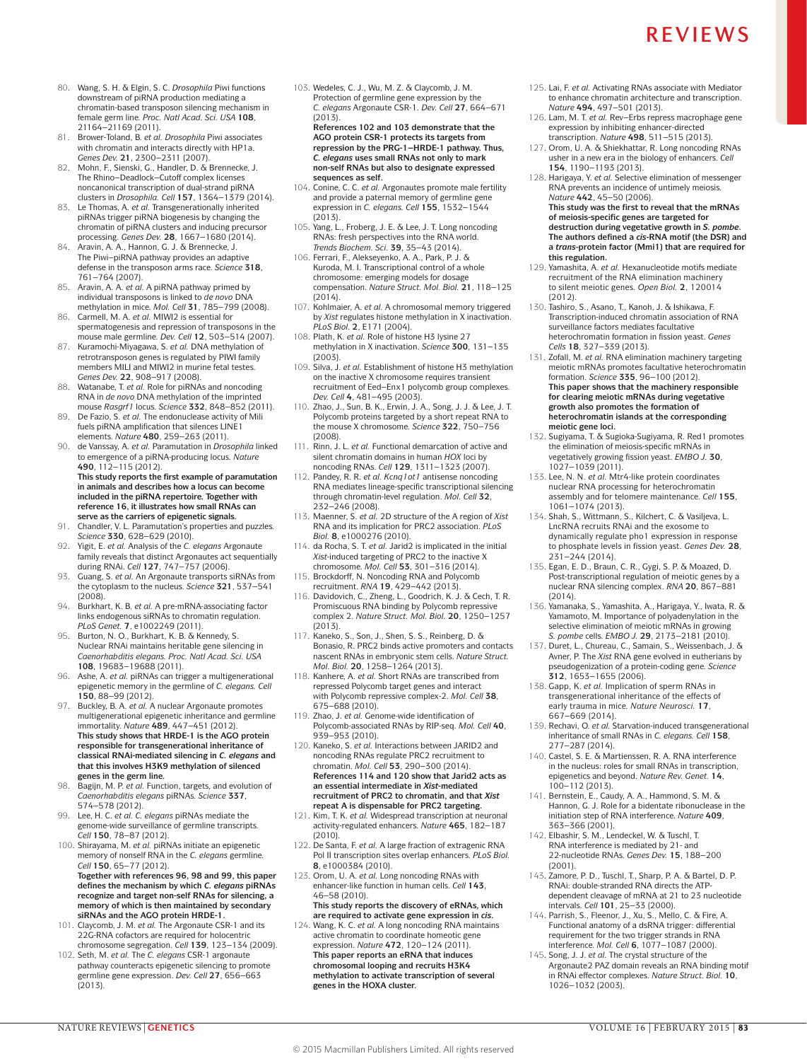80. Wang, S. H. & Elgin, S. C. *Drosophila* Piwi functions downstream of piRNA production mediating a chromatin-based transposon silencing mechanism in female germ line. *Proc. Natl Acad. Sci. USA* **108**, 21164–21169 (2011).
81. Brower-Toland, B. *et al. Drosophila* Piwi associates with chromatin and interacts directly with HP1a. *Genes Dev.* **21**, 2300–2311 (2007).
82. Mohn, F., Sienski, G., Handler, D. & Brennecke, J. The Rhino–Deadlock–Cutoff complex licenses noncanonical transcription of dual-strand piRNA clusters in *Drosophila*. *Cell* **157**, 1364–1379 (2014).
83. Le Thomas, A. *et al.* Transgenerationally inherited piRNAs trigger piRNA biogenesis by changing the chromatin of piRNA clusters and inducing precursor processing. *Genes Dev.* **28**, 1667–1680 (2014).
84. Aravin, A. A., Hannon, G. J. & Brennecke, J. The Piwi–piRNA pathway provides an adaptive defense in the transposon arms race. *Science* **318**, 761–764 (2007).
85. Aravin, A. A. *et al.* A piRNA pathway primed by individual transposons is linked to *de novo* DNA methylation in mice. *Mol. Cell* **31**, 785–799 (2008).
86. Carmell, M. A. *et al.* MIWI2 is essential for spermatogenesis and repression of transposons in the mouse male germline. *Dev. Cell* **12**, 503–514 (2007).
87. Kuramochi-Miyagawa, S. *et al.* DNA methylation of retrotransposon genes is regulated by PIWI family members MILI and MIWI2 in murine fetal testes. *Genes Dev.* **22**, 908–917 (2008).
88. Watanabe, T. *et al.* Role for piRNAs and noncoding RNA in *de novo* DNA methylation of the imprinted mouse *Rasgrf1* locus. *Science* **332**, 848–852 (2011).
89. De Fazio, S. *et al.* The endonuclease activity of Mili fuels piRNA amplification that silences LINE1 elements. *Nature* **480**, 259–263 (2011).
90. de Vanssay, A. *et al.* Paramutation in *Drosophila* linked to emergence of a piRNA-producing locus. *Nature* **490**, 112–115 (2012).
**This study reports the first example of paramutation in animals and describes how a locus can become included in the piRNA repertoire. Together with reference 16, it illustrates how small RNAs can serve as the carriers of epigenetic signals.**
91. Chandler, V. L. Paramutation's properties and puzzles. *Science* **330**, 628–629 (2010).
92. Yigit, E. *et al.* Analysis of the *C. elegans* Argonaute family reveals that distinct Argonautes act sequentially during RNAi. *Cell* **127**, 747–757 (2006).
93. Guang, S. *et al.* An Argonaute transports siRNAs from the cytoplasm to the nucleus. *Science* **321**, 537–541 (2008).
94. Burkhart, K. B. *et al.* A pre-mRNA-associating factor links endogenous siRNAs to chromatin regulation. *PLoS Genet.* **7**, e1002249 (2011).
95. Burton, N. O., Burkhart, K. B. & Kennedy, S. Nuclear RNAi maintains heritable gene silencing in *Caenorhabditis elegans*. *Proc. Natl Acad. Sci. USA* **108**, 19683–19688 (2011).
96. Ashe, A. *et al.* piRNAs can trigger a multigenerational epigenetic memory in the germline of *C. elegans*. *Cell* **150**, 88–99 (2012).
97. Buckley, B. A. *et al.* A nuclear Argonaute promotes multigenerational epigenetic inheritance and germline immortality. *Nature* **489**, 447–451 (2012).
**This study shows that HRDE-1 is the AGO protein responsible for transgenerational inheritance of classical RNAi-mediated silencing in *C. elegans* and that this involves H3K9 methylation of silenced genes in the germ line.**
98. Bagijn, M. P. *et al.* Function, targets, and evolution of *Caenorhabditis elegans* piRNAs. *Science* **337**, 574–578 (2012).
99. Lee, H. C. *et al. C. elegans* piRNAs mediate the genome-wide surveillance of germline transcripts. *Cell* **150**, 78–87 (2012).
100. Shirayama, M. *et al.* piRNAs initiate an epigenetic memory of nonself RNA in the *C. elegans* germline. *Cell* **150**, 65–77 (2012).
**Together with references 96, 98 and 99, this paper defines the mechanism by which *C. elegans* piRNAs recognize and target non-self RNAs for silencing, a memory of which is then maintained by secondary siRNAs and the AGO protein HRDE-1.**
101. Claycomb, J. M. *et al.* The Argonaute CSR-1 and its 22G-RNA cofactors are required for holocentric chromosome segregation. *Cell* **139**, 123–134 (2009).
102. Seth, M. *et al.* The *C. elegans* CSR-1 argonaute pathway counteracts epigenetic silencing to promote germline gene expression. *Dev. Cell* **27**, 656–663 (2013).
103. Wedeles, C. J., Wu, M. Z. & Claycomb, J. M. Protection of germline gene expression by the *C. elegans* Argonaute CSR-1. *Dev. Cell* **27**, 664–671 (2013).
**References 102 and 103 demonstrate that the AGO protein CSR-1 protects its targets from repression by the PRG-1–HRDE-1 pathway. Thus, *C. elegans* uses small RNAs not only to mark non-self RNAs but also to designate expressed sequences as self.**
104. Conine, C. C. *et al.* Argonautes promote male fertility and provide a paternal memory of germline gene expression in *C. elegans*. *Cell* **155**, 1532–1544 (2013).
105. Yang, L., Froberg, J. E. & Lee, J. T. Long noncoding RNAs: fresh perspectives into the RNA world. *Trends Biochem. Sci.* **39**, 35–43 (2014).
106. Ferrari, F., Alekseyenko, A. A., Park, P. J. & Kuroda, M. I. Transcriptional control of a whole chromosome: emerging models for dosage compensation. *Nature Struct. Mol. Biol.* **21**, 118–125 (2014).
107. Kohlmaier, A. *et al.* A chromosomal memory triggered by *Xist* regulates histone methylation in X inactivation. *PLoS Biol.* **2**, E171 (2004).
108. Plath, K. *et al.* Role of histone H3 lysine 27 methylation in X inactivation. *Science* **300**, 131–135 (2003).
109. Silva, J. *et al.* Establishment of histone H3 methylation on the inactive X chromosome requires transient recruitment of Eed–Enx1 polycomb group complexes. *Dev. Cell* **4**, 481–495 (2003).
110. Zhao, J., Sun, B. K., Erwin, J. A., Song, J. J. & Lee, J. T. Polycomb proteins targeted by a short repeat RNA to the mouse X chromosome. *Science* **322**, 750–756 (2008).
111. Rinn, J. L. *et al.* Functional demarcation of active and silent chromatin domains in human *HOX* loci by noncoding RNAs. *Cell* **129**, 1311–1323 (2007).
112. Pandey, R. R. *et al. Kcnq1ot1* antisense noncoding RNA mediates lineage-specific transcriptional silencing through chromatin-level regulation. *Mol. Cell* **32**, 232–246 (2008).
113. Maenner, S. *et al.* 2D structure of the A region of *Xist* RNA and its implication for PRC2 association. *PLoS Biol.* **8**, e1000276 (2010).
114. da Rocha, S. T. *et al.* Jarid2 is implicated in the initial *Xist*-induced targeting of PRC2 to the inactive X chromosome. *Mol. Cell* **53**, 301–316 (2014).
115. Brockdorff, N. Noncoding RNA and Polycomb recruitment. *RNA* **19**, 429–442 (2013).
116. Davidovich, C., Zheng, L., Goodrich, K. J. & Cech, T. R. Promiscuous RNA binding by Polycomb repressive complex 2. *Nature Struct. Mol. Biol.* **20**, 1250–1257 (2013).
117. Kaneko, S., Son, J., Shen, S. S., Reinberg, D. & Bonasio, R. PRC2 binds active promoters and contacts nascent RNAs in embryonic stem cells. *Nature Struct. Mol. Biol.* **20**, 1258–1264 (2013).
118. Kanhere, A. *et al.* Short RNAs are transcribed from repressed Polycomb target genes and interact with Polycomb repressive complex-2. *Mol. Cell* **38**, 675–688 (2010).
119. Zhao, J. *et al.* Genome-wide identification of Polycomb-associated RNAs by RIP-seq. *Mol. Cell* **40**, 939–953 (2010).
120. Kaneko, S. *et al.* Interactions between JARID2 and noncoding RNAs regulate PRC2 recruitment to chromatin. *Mol. Cell* **53**, 290–300 (2014).
**References 114 and 120 show that Jarid2 acts as an essential intermediate in *Xist*-mediated recruitment of PRC2 to chromatin, and that *Xist* repeat A is dispensable for PRC2 targeting.**
121. Kim, T. K. *et al.* Widespread transcription at neuronal activity-regulated enhancers. *Nature* **465**, 182–187 (2010).
122. De Santa, F. *et al.* A large fraction of extragenic RNA Pol II transcription sites overlap enhancers. *PLoS Biol.* **8**, e1000384 (2010).
123. Orom, U. A. *et al.* Long noncoding RNAs with enhancer-like function in human cells. *Cell* **143**, 46–58 (2010).
**This study reports the discovery of eRNAs, which are required to activate gene expression in *cis*.**
124. Wang, K. C. *et al.* A long noncoding RNA maintains active chromatin to coordinate homeotic gene expression. *Nature* **472**, 120–124 (2011).
**This paper reports an eRNA that induces chromosomal looping and recruits H3K4 methylation to activate transcription of several genes in the HOXA cluster.**
125. Lai, F. *et al.* Activating RNAs associate with Mediator to enhance chromatin architecture and transcription. *Nature* **494**, 497–501 (2013).
126. Lam, M. T. *et al.* Rev–Erbs repress macrophage gene expression by inhibiting enhancer-directed transcription. *Nature* **498**, 511–515 (2013).
127. Orom, U. A. & Shiekhattar, R. Long noncoding RNAs usher in a new era in the biology of enhancers. *Cell* **154**, 1190–1193 (2013).
128. Harigaya, Y. *et al.* Selective elimination of messenger RNA prevents an incidence of untimely meiosis. *Nature* **442**, 45–50 (2006).
**This study was the first to reveal that the mRNAs of meiosis-specific genes are targeted for destruction during vegetative growth in *S. pombe*. The authors defined a *cis*-RNA motif (the DSR) and a *trans*-protein factor (Mmi1) that are required for this regulation.**
129. Yamashita, A. *et al.* Hexanucleotide motifs mediate recruitment of the RNA elimination machinery to silent meiotic genes. *Open Biol.* **2**, 120014 (2012).
130. Tashiro, S., Asano, T., Kanoh, J. & Ishikawa, F. Transcription-induced chromatin association of RNA surveillance factors mediates facultative heterochromatin formation in fission yeast. *Genes Cells* **18**, 327–339 (2013).
131. Zofall, M. *et al.* RNA elimination machinery targeting meiotic mRNAs promotes facultative heterochromatin formation. *Science* **335**, 96–100 (2012).
**This paper shows that the machinery responsible for clearing meiotic mRNAs during vegetative growth also promotes the formation of heterochromatin islands at the corresponding meiotic gene loci.**
132. Sugiyama, T. & Sugioka-Sugiyama, R. Red1 promotes the elimination of meiosis-specific mRNAs in vegetatively growing fission yeast. *EMBO J.* **30**, 1027–1039 (2011).
133. Lee, N. N. *et al.* Mtr4-like protein coordinates nuclear RNA processing for heterochromatin assembly and for telomere maintenance. *Cell* **155**, 1061–1074 (2013).
134. Shah, S., Wittmann, S., Kilchert, C. & Vasiljeva, L. LncRNA recruits RNAi and the exosome to dynamically regulate pho1 expression in response to phosphate levels in fission yeast. *Genes Dev.* **28**, 231–244 (2014).
135. Egan, E. D., Braun, C. R., Gygi, S. P. & Moazed, D. Post-transcriptional regulation of meiotic genes by a nuclear RNA silencing complex. *RNA* **20**, 867–881 (2014).
136. Yamanaka, S., Yamashita, A., Harigaya, Y., Iwata, R. & Yamamoto, M. Importance of polyadenylation in the selective elimination of meiotic mRNAs in growing *S. pombe* cells. *EMBO J.* **29**, 2173–2181 (2010).
137. Duret, L., Chureau, C., Samain, S., Weissenbach, J. & Avner, P. The *Xist* RNA gene evolved in eutherians by pseudogenization of a protein-coding gene. *Science* **312**, 1653–1655 (2006).
138. Gapp, K. *et al.* Implication of sperm RNAs in transgenerational inheritance of the effects of early trauma in mice. *Nature Neurosci.* **17**, 667–669 (2014).
139. Rechavi, O. *et al.* Starvation-induced transgenerational inheritance of small RNAs in *C. elegans*. *Cell* **158**, 277–287 (2014).
140. Castel, S. E. & Martienssen, R. A. RNA interference in the nucleus: roles for small RNAs in transcription, epigenetics and beyond. *Nature Rev. Genet.* **14**, 100–112 (2013).
141. Bernstein, E., Caudy, A. A., Hammond, S. M. & Hannon, G. J. Role for a bidentate ribonuclease in the initiation step of RNA interference. *Nature* **409**, 363–366 (2001).
142. Elbashir, S. M., Lendeckel, W. & Tuschl, T. RNA interference is mediated by 21- and 22-nucleotide RNAs. *Genes Dev.* **15**, 188–200 (2001).
143. Zamore, P. D., Tuschl, T., Sharp, P. A. & Bartel, D. P. RNAi: double-stranded RNA directs the ATP-dependent cleavage of mRNA at 21 to 23 nucleotide intervals. *Cell* **101**, 25–33 (2000).
144. Parrish, S., Fleenor, J., Xu, S., Mello, C. & Fire, A. Functional anatomy of a dsRNA trigger: differential requirement for the two trigger strands in RNA interference. *Mol. Cell* **6**, 1077–1087 (2000).
145. Song, J. J. *et al.* The crystal structure of the Argonaute2 PAZ domain reveals an RNA binding motif in RNAi effector complexes. *Nature Struct. Biol.* **10**, 1026–1032 (2003).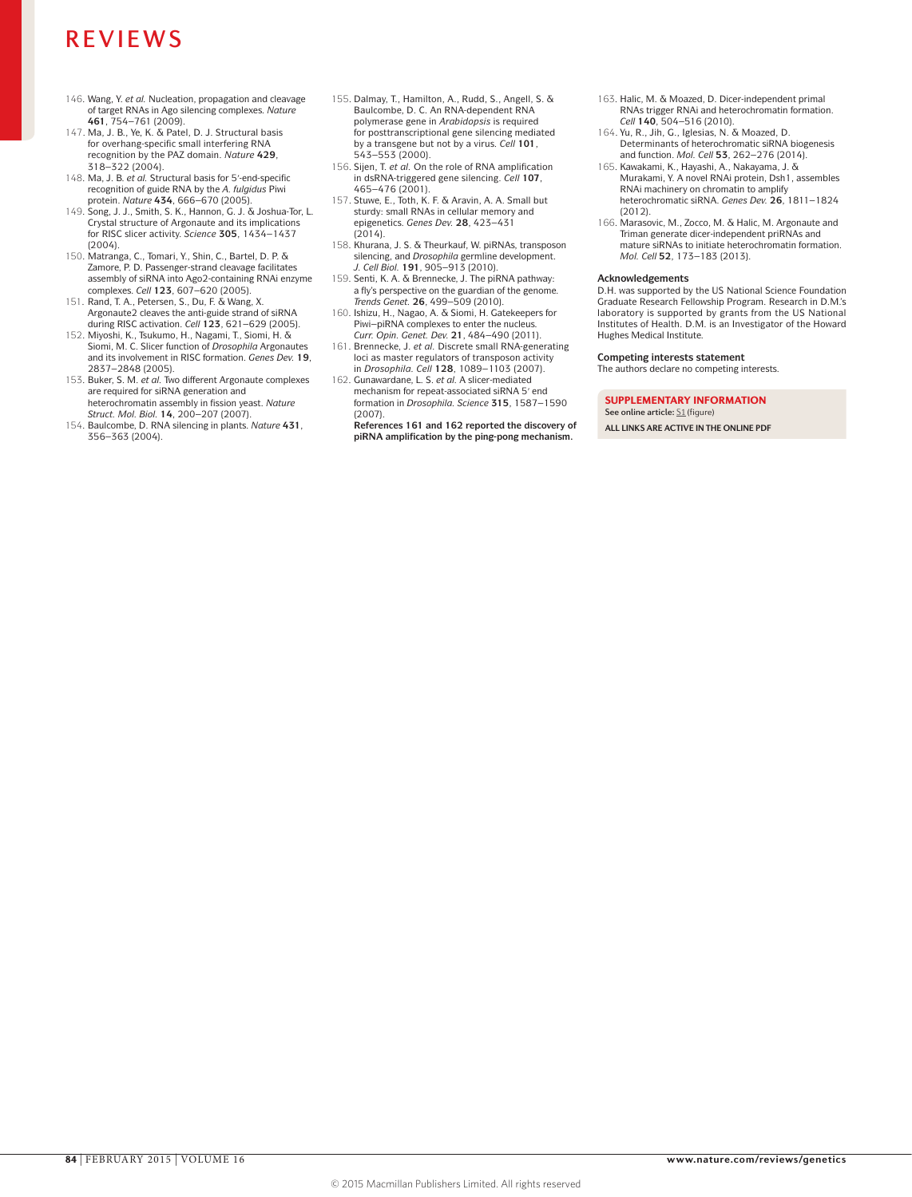146. Wang, Y. *et al.* Nucleation, propagation and cleavage of target RNAs in Ago silencing complexes. *Nature* **461**, 754–761 (2009).
147. Ma, J. B., Ye, K. & Patel, D. J. Structural basis for overhang-specific small interfering RNA recognition by the PAZ domain. *Nature* **429**, 318–322 (2004).
148. Ma, J. B. *et al.* Structural basis for 5′-end-specific recognition of guide RNA by the *A. fulgidus* Piwi protein. *Nature* **434**, 666–670 (2005).
149. Song, J. J., Smith, S. K., Hannon, G. J. & Joshua-Tor, L. Crystal structure of Argonaute and its implications for RISC slicer activity. *Science* **305**, 1434–1437 (2004).
150. Matranga, C., Tomari, Y., Shin, C., Bartel, D. P. & Zamore, P. D. Passenger-strand cleavage facilitates assembly of siRNA into Ago2-containing RNAi enzyme complexes. *Cell* **123**, 607–620 (2005).
151. Rand, T. A., Petersen, S., Du, F. & Wang, X. Argonaute2 cleaves the anti-guide strand of siRNA during RISC activation. *Cell* **123**, 621–629 (2005).
152. Miyoshi, K., Tsukumo, H., Nagami, T., Siomi, H. & Siomi, M. C. Slicer function of *Drosophila* Argonautes and its involvement in RISC formation. *Genes Dev.* **19**, 2837–2848 (2005).
153. Buker, S. M. *et al.* Two different Argonaute complexes are required for siRNA generation and heterochromatin assembly in fission yeast. *Nature Struct. Mol. Biol.* **14**, 200–207 (2007).
154. Baulcombe, D. RNA silencing in plants. *Nature* **431**, 356–363 (2004).
155. Dalmay, T., Hamilton, A., Rudd, S., Angell, S. & Baulcombe, D. C. An RNA-dependent RNA polymerase gene in *Arabidopsis* is required for posttranscriptional gene silencing mediated by a transgene but not by a virus. *Cell* **101**, 543–553 (2000).
156. Sijen, T. *et al.* On the role of RNA amplification in dsRNA-triggered gene silencing. *Cell* **107**, 465–476 (2001).
157. Stuwe, E., Toth, K. F. & Aravin, A. A. Small but sturdy: small RNAs in cellular memory and epigenetics. *Genes Dev.* **28**, 423–431 (2014).
158. Khurana, J. S. & Theurkauf, W. piRNAs, transposon silencing, and *Drosophila* germline development. *J. Cell Biol.* **191**, 905–913 (2010).
159. Senti, K. A. & Brennecke, J. The piRNA pathway: a fly's perspective on the guardian of the genome. *Trends Genet.* **26**, 499–509 (2010).
160. Ishizu, H., Nagao, A. & Siomi, H. Gatekeepers for Piwi–piRNA complexes to enter the nucleus. *Curr. Opin. Genet. Dev.* **21**, 484–490 (2011).
161. Brennecke, J. *et al.* Discrete small RNA-generating loci as master regulators of transposon activity in *Drosophila*. *Cell* **128**, 1089–1103 (2007).
162. Gunawardane, L. S. *et al.* A slicer-mediated mechanism for repeat-associated siRNA 5′ end formation in *Drosophila*. *Science* **315**, 1587–1590 (2007).
**References 161 and 162 reported the discovery of piRNA amplification by the ping-pong mechanism.**
163. Halic, M. & Moazed, D. Dicer-independent primal RNAs trigger RNAi and heterochromatin formation. *Cell* **140**, 504–516 (2010).
164. Yu, R., Jih, G., Iglesias, N. & Moazed, D. Determinants of heterochromatic siRNA biogenesis and function. *Mol. Cell* **53**, 262–276 (2014).
165. Kawakami, K., Hayashi, A., Nakayama, J. & Murakami, Y. A novel RNAi protein, Dsh1, assembles RNAi machinery on chromatin to amplify heterochromatic siRNA. *Genes Dev.* **26**, 1811–1824 (2012).
166. Marasovic, M., Zocco, M. & Halic, M. Argonaute and Triman generate dicer-independent priRNAs and mature siRNAs to initiate heterochromatin formation. *Mol. Cell* **52**, 173–183 (2013).

### Acknowledgements

D.H. was supported by the US National Science Foundation Graduate Research Fellowship Program. Research in D.M.'s laboratory is supported by grants from the US National Institutes of Health. D.M. is an Investigator of the Howard Hughes Medical Institute.

### Competing interests statement

The authors declare no competing interests.

**SUPPLEMENTARY INFORMATION**
See online article: S1 (figure)
**ALL LINKS ARE ACTIVE IN THE ONLINE PDF**